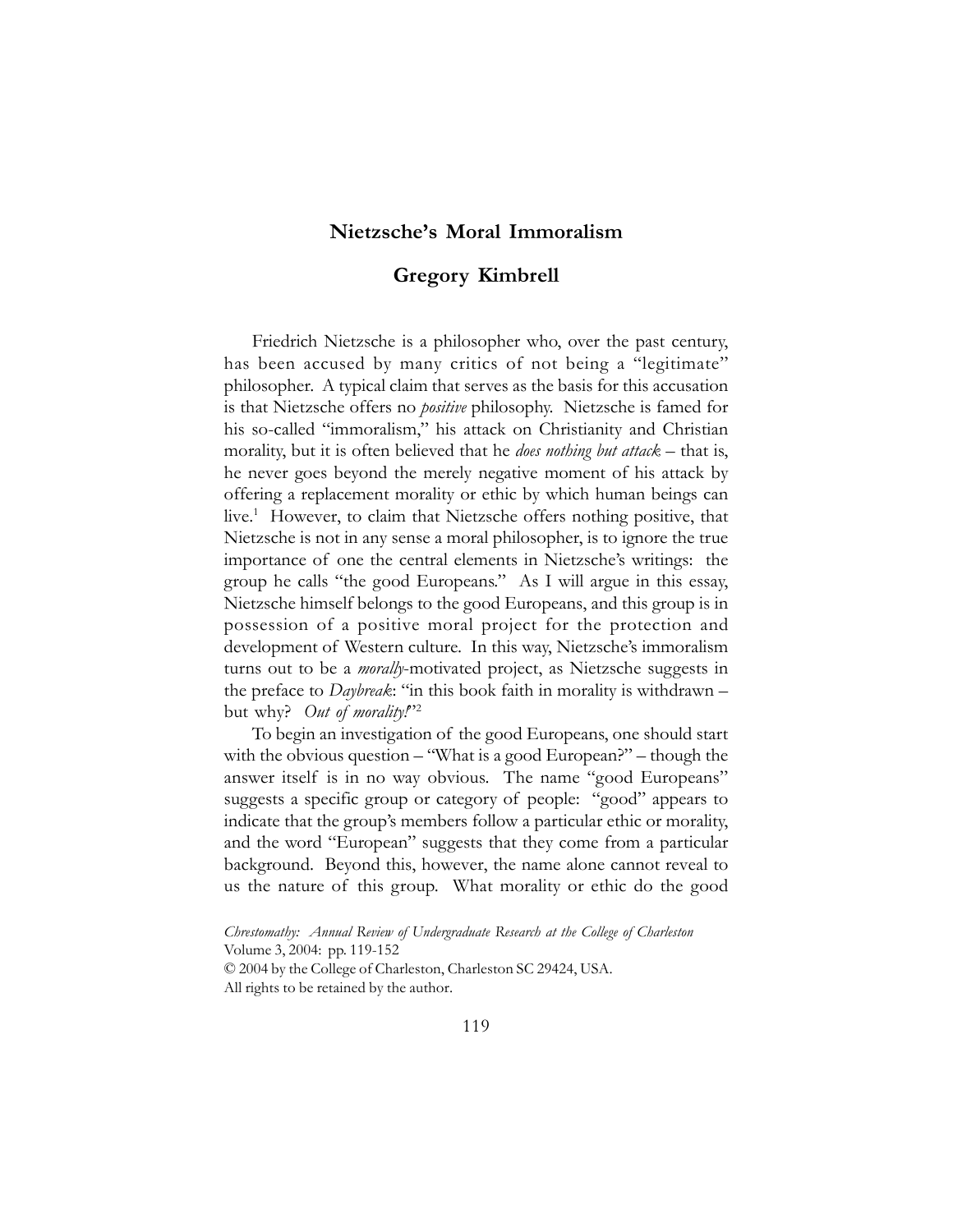# Nietzsche's Moral Immoralism

## Gregory Kimbrell

Friedrich Nietzsche is a philosopher who, over the past century, has been accused by many critics of not being a "legitimate" philosopher. A typical claim that serves as the basis for this accusation is that Nietzsche offers no *positive* philosophy. Nietzsche is famed for his so-called "immoralism," his attack on Christianity and Christian morality, but it is often believed that he *does nothing but attack* – that is, he never goes beyond the merely negative moment of his attack by offering a replacement morality or ethic by which human beings can live.[1] However, to claim that Nietzsche offers nothing positive, that Nietzsche is not in any sense a moral philosopher, is to ignore the true importance of one the central elements in Nietzsche's writings: the group he calls "the good Europeans." As I will argue in this essay, Nietzsche himself belongs to the good Europeans, and this group is in possession of a positive moral project for the protection and development of Western culture. In this way, Nietzsche's immoralism turns out to be a *morally*-motivated project, as Nietzsche suggests in the preface to *Daybreak*: "in this book faith in morality is withdrawn – but why? *Out of morality!*"[2]

To begin an investigation of the good Europeans, one should start with the obvious question – "What is a good European?" – though the answer itself is in no way obvious. The name "good Europeans" suggests a specific group or category of people: "good" appears to indicate that the group's members follow a particular ethic or morality, and the word "European" suggests that they come from a particular background. Beyond this, however, the name alone cannot reveal to us the nature of this group. What morality or ethic do the good

*Chrestomathy: Annual Review of Undergraduate Research at the College of Charleston*
Volume 3, 2004: pp. 119-152
© 2004 by the College of Charleston, Charleston SC 29424, USA.
All rights to be retained by the author.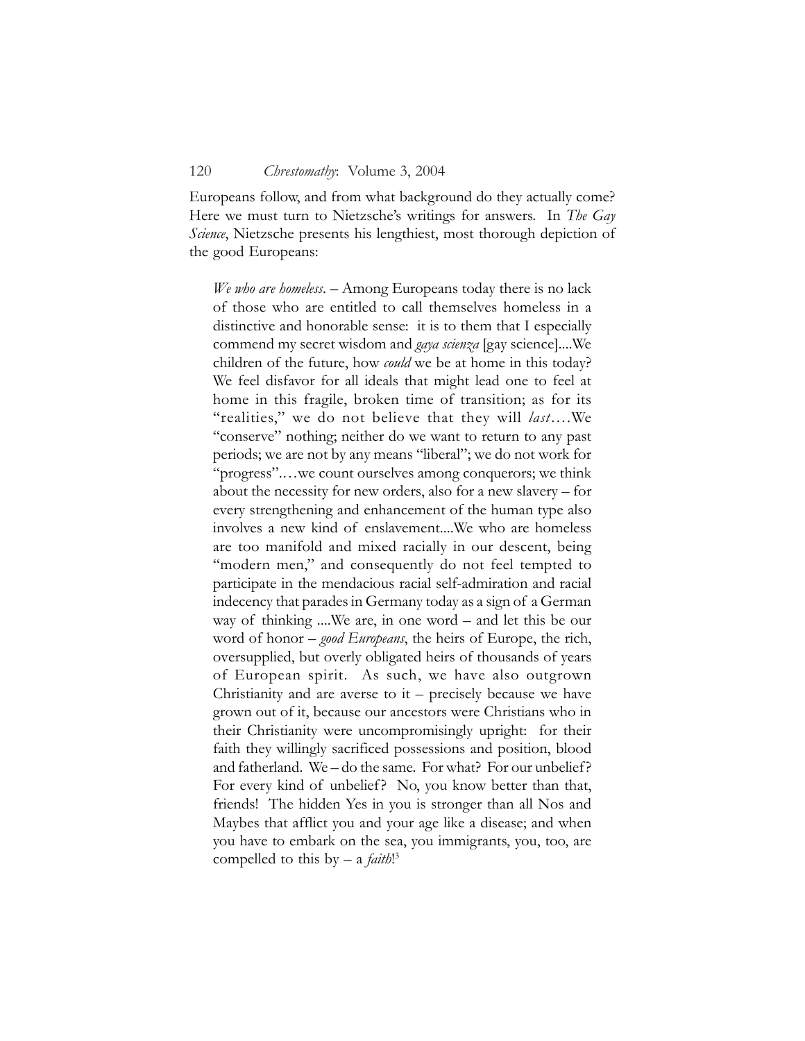Europeans follow, and from what background do they actually come? Here we must turn to Nietzsche's writings for answers. In *The Gay Science*, Nietzsche presents his lengthiest, most thorough depiction of the good Europeans:

> *We who are homeless*. – Among Europeans today there is no lack of those who are entitled to call themselves homeless in a distinctive and honorable sense: it is to them that I especially commend my secret wisdom and *gaya scienza* [gay science]....We children of the future, how *could* we be at home in this today? We feel disfavor for all ideals that might lead one to feel at home in this fragile, broken time of transition; as for its "realities," we do not believe that they will *last*....We "conserve" nothing; neither do we want to return to any past periods; we are not by any means "liberal"; we do not work for "progress"....we count ourselves among conquerors; we think about the necessity for new orders, also for a new slavery – for every strengthening and enhancement of the human type also involves a new kind of enslavement....We who are homeless are too manifold and mixed racially in our descent, being "modern men," and consequently do not feel tempted to participate in the mendacious racial self-admiration and racial indecency that parades in Germany today as a sign of a German way of thinking ....We are, in one word – and let this be our word of honor – *good Europeans*, the heirs of Europe, the rich, oversupplied, but overly obligated heirs of thousands of years of European spirit. As such, we have also outgrown Christianity and are averse to it – precisely because we have grown out of it, because our ancestors were Christians who in their Christianity were uncompromisingly upright: for their faith they willingly sacrificed possessions and position, blood and fatherland. We – do the same. For what? For our unbelief? For every kind of unbelief? No, you know better than that, friends! The hidden Yes in you is stronger than all Nos and Maybes that afflict you and your age like a disease; and when you have to embark on the sea, you immigrants, you, too, are compelled to this by – a *faith*![3]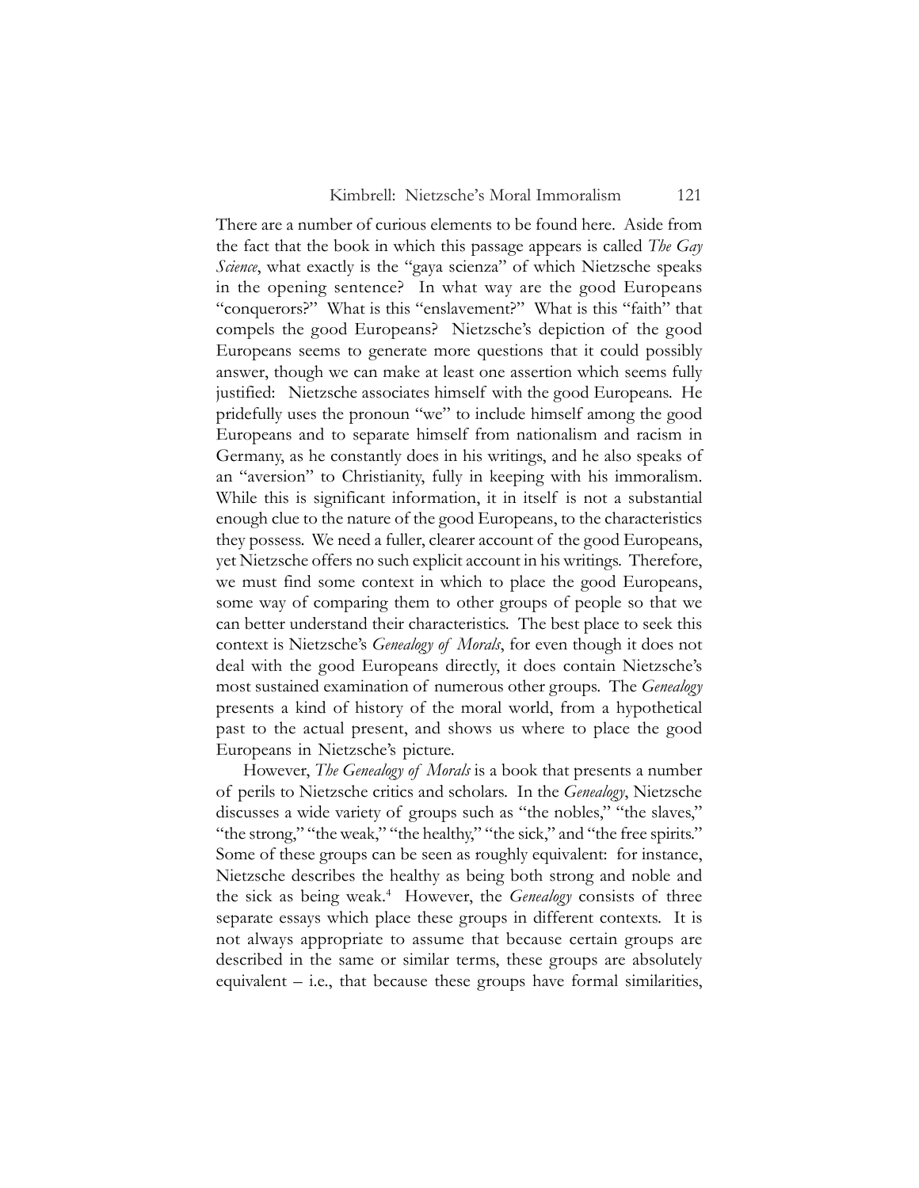There are a number of curious elements to be found here. Aside from the fact that the book in which this passage appears is called *The Gay Science*, what exactly is the "gaya scienza" of which Nietzsche speaks in the opening sentence? In what way are the good Europeans "conquerors?" What is this "enslavement?" What is this "faith" that compels the good Europeans? Nietzsche's depiction of the good Europeans seems to generate more questions that it could possibly answer, though we can make at least one assertion which seems fully justified: Nietzsche associates himself with the good Europeans. He pridefully uses the pronoun "we" to include himself among the good Europeans and to separate himself from nationalism and racism in Germany, as he constantly does in his writings, and he also speaks of an "aversion" to Christianity, fully in keeping with his immoralism. While this is significant information, it in itself is not a substantial enough clue to the nature of the good Europeans, to the characteristics they possess. We need a fuller, clearer account of the good Europeans, yet Nietzsche offers no such explicit account in his writings. Therefore, we must find some context in which to place the good Europeans, some way of comparing them to other groups of people so that we can better understand their characteristics. The best place to seek this context is Nietzsche's *Genealogy of Morals*, for even though it does not deal with the good Europeans directly, it does contain Nietzsche's most sustained examination of numerous other groups. The *Genealogy* presents a kind of history of the moral world, from a hypothetical past to the actual present, and shows us where to place the good Europeans in Nietzsche's picture.

However, *The Genealogy of Morals* is a book that presents a number of perils to Nietzsche critics and scholars. In the *Genealogy*, Nietzsche discusses a wide variety of groups such as "the nobles," "the slaves," "the strong," "the weak," "the healthy," "the sick," and "the free spirits." Some of these groups can be seen as roughly equivalent: for instance, Nietzsche describes the healthy as being both strong and noble and the sick as being weak.[4] However, the *Genealogy* consists of three separate essays which place these groups in different contexts. It is not always appropriate to assume that because certain groups are described in the same or similar terms, these groups are absolutely equivalent – i.e., that because these groups have formal similarities,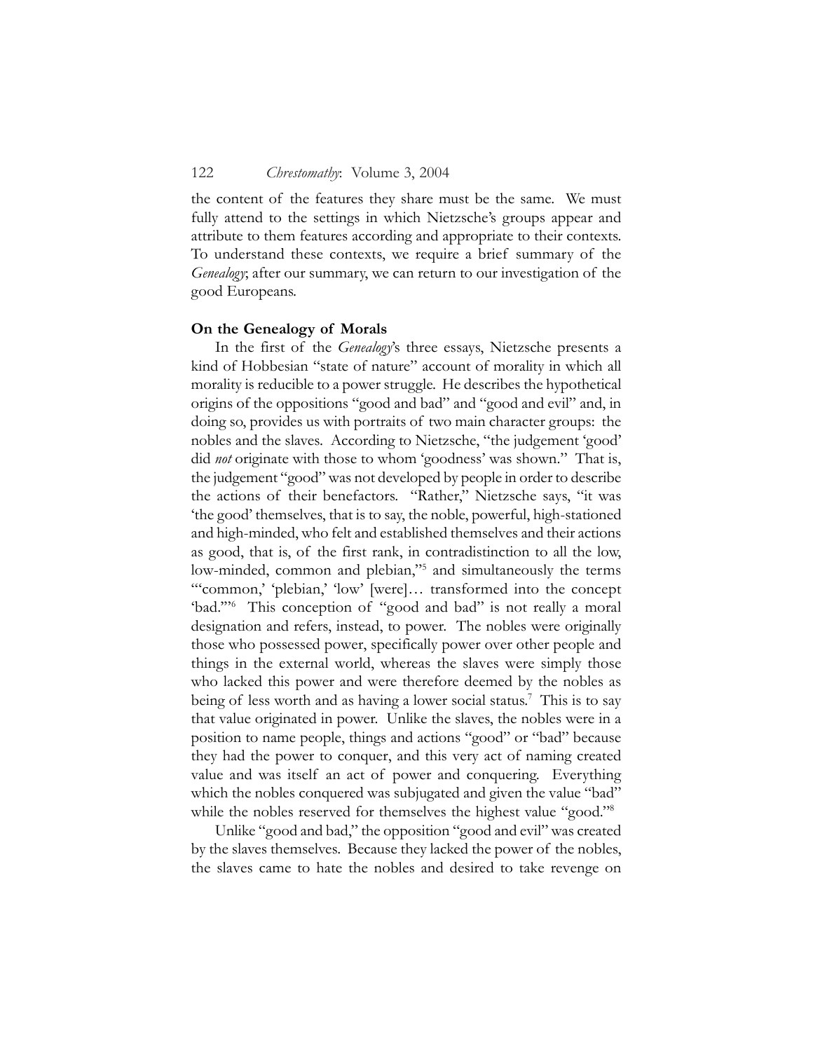the content of the features they share must be the same. We must fully attend to the settings in which Nietzsche's groups appear and attribute to them features according and appropriate to their contexts. To understand these contexts, we require a brief summary of the *Genealogy*; after our summary, we can return to our investigation of the good Europeans.

**On the Genealogy of Morals**

In the first of the *Genealogy*'s three essays, Nietzsche presents a kind of Hobbesian "state of nature" account of morality in which all morality is reducible to a power struggle. He describes the hypothetical origins of the oppositions "good and bad" and "good and evil" and, in doing so, provides us with portraits of two main character groups: the nobles and the slaves. According to Nietzsche, "the judgement 'good' did *not* originate with those to whom 'goodness' was shown." That is, the judgement "good" was not developed by people in order to describe the actions of their benefactors. "Rather," Nietzsche says, "it was 'the good' themselves, that is to say, the noble, powerful, high-stationed and high-minded, who felt and established themselves and their actions as good, that is, of the first rank, in contradistinction to all the low, low-minded, common and plebian,"[5] and simultaneously the terms "'common,' 'plebian,' 'low' [were]… transformed into the concept 'bad.'"[6] This conception of "good and bad" is not really a moral designation and refers, instead, to power. The nobles were originally those who possessed power, specifically power over other people and things in the external world, whereas the slaves were simply those who lacked this power and were therefore deemed by the nobles as being of less worth and as having a lower social status.[7] This is to say that value originated in power. Unlike the slaves, the nobles were in a position to name people, things and actions "good" or "bad" because they had the power to conquer, and this very act of naming created value and was itself an act of power and conquering. Everything which the nobles conquered was subjugated and given the value "bad" while the nobles reserved for themselves the highest value "good."[8]

Unlike "good and bad," the opposition "good and evil" was created by the slaves themselves. Because they lacked the power of the nobles, the slaves came to hate the nobles and desired to take revenge on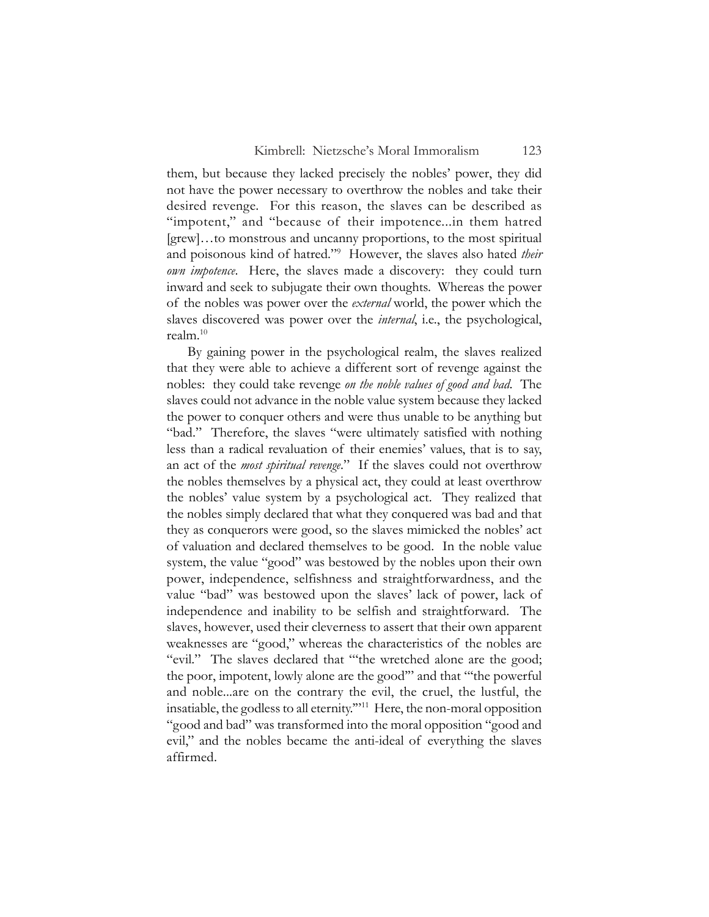them, but because they lacked precisely the nobles' power, they did not have the power necessary to overthrow the nobles and take their desired revenge. For this reason, the slaves can be described as "impotent," and "because of their impotence...in them hatred [grew]…to monstrous and uncanny proportions, to the most spiritual and poisonous kind of hatred."[9] However, the slaves also hated *their own impotence*. Here, the slaves made a discovery: they could turn inward and seek to subjugate their own thoughts. Whereas the power of the nobles was power over the *external* world, the power which the slaves discovered was power over the *internal*, i.e., the psychological, realm.[10]

By gaining power in the psychological realm, the slaves realized that they were able to achieve a different sort of revenge against the nobles: they could take revenge *on the noble values of good and bad*. The slaves could not advance in the noble value system because they lacked the power to conquer others and were thus unable to be anything but "bad." Therefore, the slaves "were ultimately satisfied with nothing less than a radical revaluation of their enemies' values, that is to say, an act of the *most spiritual revenge*." If the slaves could not overthrow the nobles themselves by a physical act, they could at least overthrow the nobles' value system by a psychological act. They realized that the nobles simply declared that what they conquered was bad and that they as conquerors were good, so the slaves mimicked the nobles' act of valuation and declared themselves to be good. In the noble value system, the value "good" was bestowed by the nobles upon their own power, independence, selfishness and straightforwardness, and the value "bad" was bestowed upon the slaves' lack of power, lack of independence and inability to be selfish and straightforward. The slaves, however, used their cleverness to assert that their own apparent weaknesses are "good," whereas the characteristics of the nobles are "evil." The slaves declared that "'the wretched alone are the good; the poor, impotent, lowly alone are the good'" and that "'the powerful and noble...are on the contrary the evil, the cruel, the lustful, the insatiable, the godless to all eternity.'"[11] Here, the non-moral opposition "good and bad" was transformed into the moral opposition "good and evil," and the nobles became the anti-ideal of everything the slaves affirmed.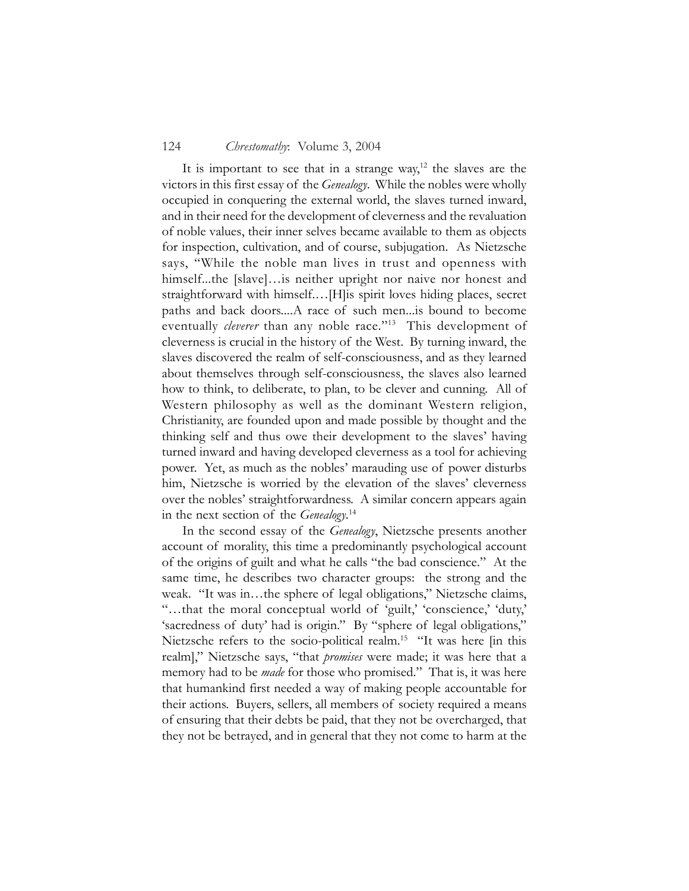It is important to see that in a strange way,[12] the slaves are the victors in this first essay of the *Genealogy*. While the nobles were wholly occupied in conquering the external world, the slaves turned inward, and in their need for the development of cleverness and the revaluation of noble values, their inner selves became available to them as objects for inspection, cultivation, and of course, subjugation. As Nietzsche says, "While the noble man lives in trust and openness with himself...the [slave]…is neither upright nor naive nor honest and straightforward with himself.…[H]is spirit loves hiding places, secret paths and back doors....A race of such men...is bound to become eventually *cleverer* than any noble race."[13] This development of cleverness is crucial in the history of the West. By turning inward, the slaves discovered the realm of self-consciousness, and as they learned about themselves through self-consciousness, the slaves also learned how to think, to deliberate, to plan, to be clever and cunning. All of Western philosophy as well as the dominant Western religion, Christianity, are founded upon and made possible by thought and the thinking self and thus owe their development to the slaves' having turned inward and having developed cleverness as a tool for achieving power. Yet, as much as the nobles' marauding use of power disturbs him, Nietzsche is worried by the elevation of the slaves' cleverness over the nobles' straightforwardness. A similar concern appears again in the next section of the *Genealogy*.[14]

In the second essay of the *Genealogy*, Nietzsche presents another account of morality, this time a predominantly psychological account of the origins of guilt and what he calls "the bad conscience." At the same time, he describes two character groups: the strong and the weak. "It was in…the sphere of legal obligations," Nietzsche claims, "…that the moral conceptual world of 'guilt,' 'conscience,' 'duty,' 'sacredness of duty' had is origin." By "sphere of legal obligations," Nietzsche refers to the socio-political realm.[15] "It was here [in this realm]," Nietzsche says, "that *promises* were made; it was here that a memory had to be *made* for those who promised." That is, it was here that humankind first needed a way of making people accountable for their actions. Buyers, sellers, all members of society required a means of ensuring that their debts be paid, that they not be overcharged, that they not be betrayed, and in general that they not come to harm at the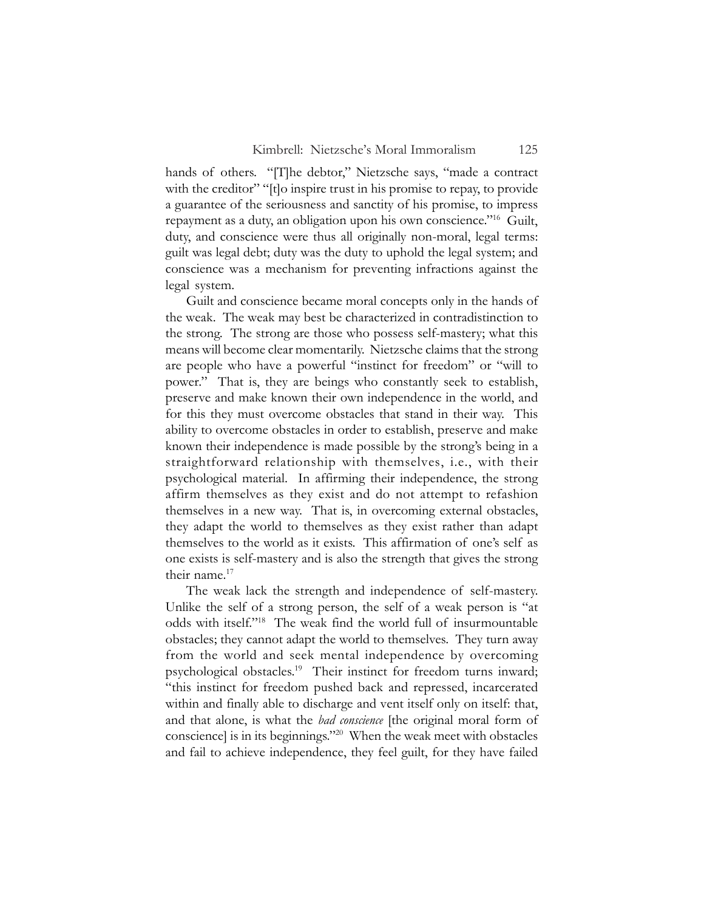hands of others. "[T]he debtor," Nietzsche says, "made a contract with the creditor" "[t]o inspire trust in his promise to repay, to provide a guarantee of the seriousness and sanctity of his promise, to impress repayment as a duty, an obligation upon his own conscience."[16] Guilt, duty, and conscience were thus all originally non-moral, legal terms: guilt was legal debt; duty was the duty to uphold the legal system; and conscience was a mechanism for preventing infractions against the legal system.

Guilt and conscience became moral concepts only in the hands of the weak. The weak may best be characterized in contradistinction to the strong. The strong are those who possess self-mastery; what this means will become clear momentarily. Nietzsche claims that the strong are people who have a powerful "instinct for freedom" or "will to power." That is, they are beings who constantly seek to establish, preserve and make known their own independence in the world, and for this they must overcome obstacles that stand in their way. This ability to overcome obstacles in order to establish, preserve and make known their independence is made possible by the strong's being in a straightforward relationship with themselves, i.e., with their psychological material. In affirming their independence, the strong affirm themselves as they exist and do not attempt to refashion themselves in a new way. That is, in overcoming external obstacles, they adapt the world to themselves as they exist rather than adapt themselves to the world as it exists. This affirmation of one's self as one exists is self-mastery and is also the strength that gives the strong their name.[17]

The weak lack the strength and independence of self-mastery. Unlike the self of a strong person, the self of a weak person is "at odds with itself."[18] The weak find the world full of insurmountable obstacles; they cannot adapt the world to themselves. They turn away from the world and seek mental independence by overcoming psychological obstacles.[19] Their instinct for freedom turns inward; "this instinct for freedom pushed back and repressed, incarcerated within and finally able to discharge and vent itself only on itself: that, and that alone, is what the *bad conscience* [the original moral form of conscience] is in its beginnings."[20] When the weak meet with obstacles and fail to achieve independence, they feel guilt, for they have failed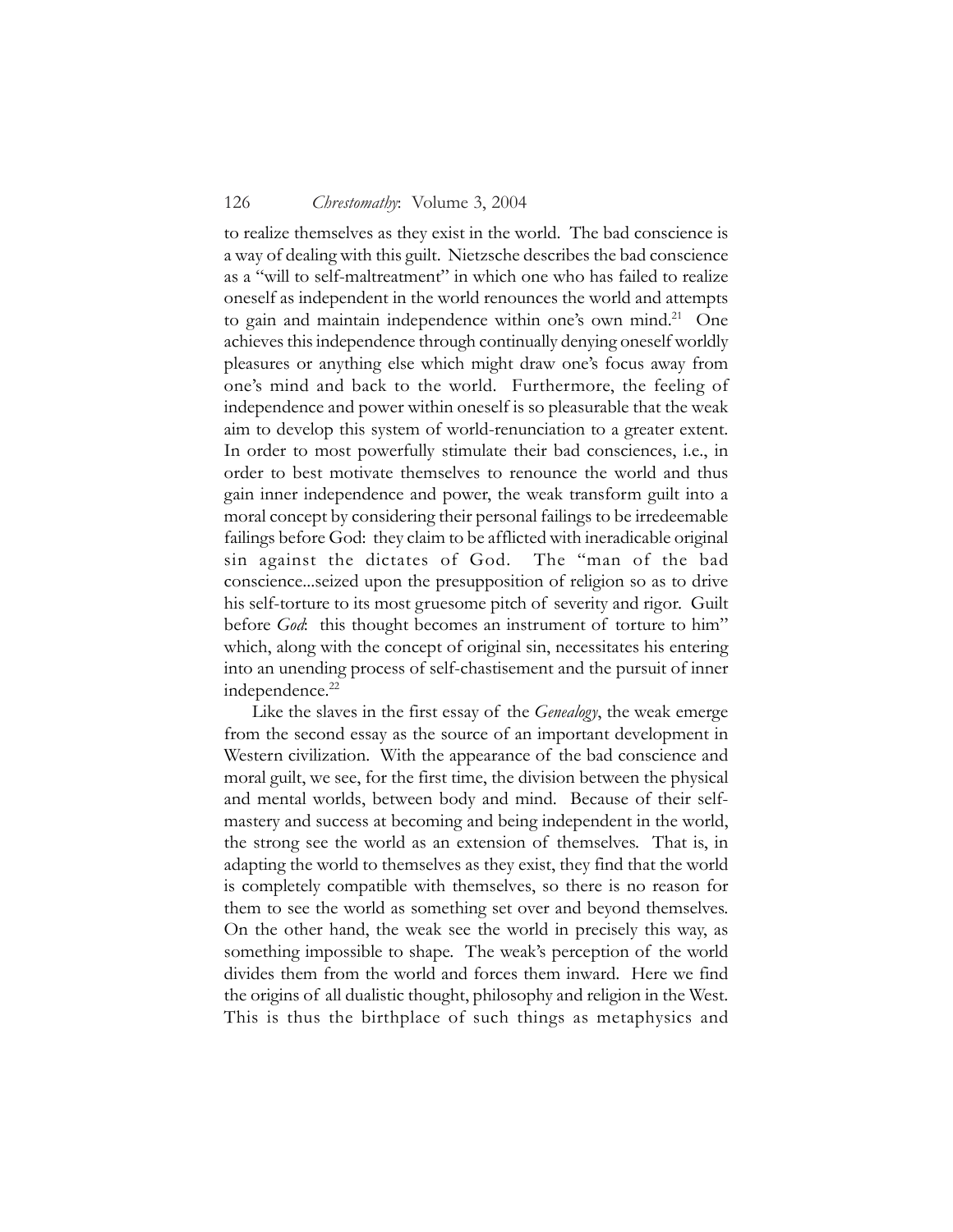to realize themselves as they exist in the world. The bad conscience is a way of dealing with this guilt. Nietzsche describes the bad conscience as a "will to self-maltreatment" in which one who has failed to realize oneself as independent in the world renounces the world and attempts to gain and maintain independence within one's own mind.[21] One achieves this independence through continually denying oneself worldly pleasures or anything else which might draw one's focus away from one's mind and back to the world. Furthermore, the feeling of independence and power within oneself is so pleasurable that the weak aim to develop this system of world-renunciation to a greater extent. In order to most powerfully stimulate their bad consciences, i.e., in order to best motivate themselves to renounce the world and thus gain inner independence and power, the weak transform guilt into a moral concept by considering their personal failings to be irredeemable failings before God: they claim to be afflicted with ineradicable original sin against the dictates of God. The "man of the bad conscience...seized upon the presupposition of religion so as to drive his self-torture to its most gruesome pitch of severity and rigor. Guilt before *God*: this thought becomes an instrument of torture to him" which, along with the concept of original sin, necessitates his entering into an unending process of self-chastisement and the pursuit of inner independence.[22]

Like the slaves in the first essay of the *Genealogy*, the weak emerge from the second essay as the source of an important development in Western civilization. With the appearance of the bad conscience and moral guilt, we see, for the first time, the division between the physical and mental worlds, between body and mind. Because of their self-mastery and success at becoming and being independent in the world, the strong see the world as an extension of themselves. That is, in adapting the world to themselves as they exist, they find that the world is completely compatible with themselves, so there is no reason for them to see the world as something set over and beyond themselves. On the other hand, the weak see the world in precisely this way, as something impossible to shape. The weak's perception of the world divides them from the world and forces them inward. Here we find the origins of all dualistic thought, philosophy and religion in the West. This is thus the birthplace of such things as metaphysics and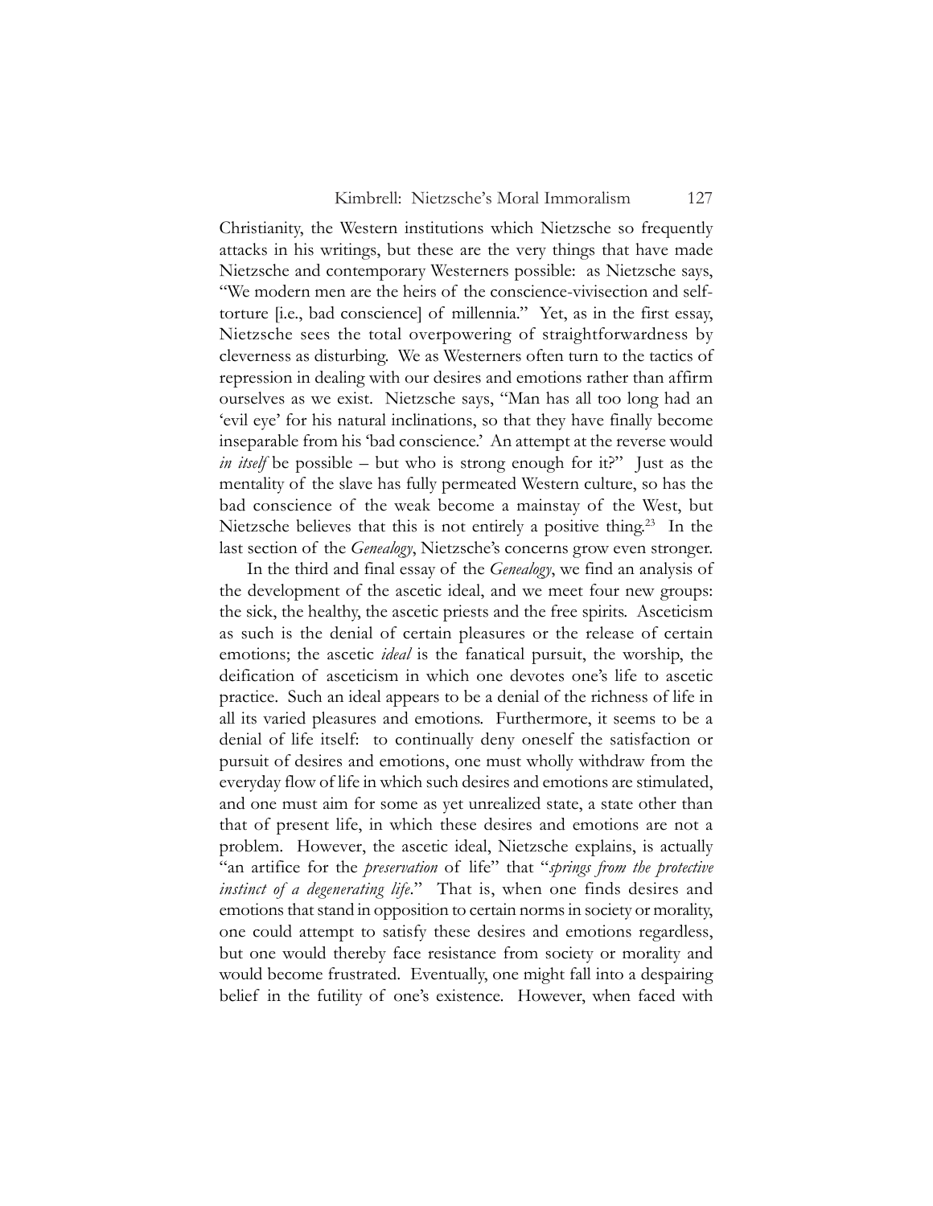Christianity, the Western institutions which Nietzsche so frequently attacks in his writings, but these are the very things that have made Nietzsche and contemporary Westerners possible: as Nietzsche says, "We modern men are the heirs of the conscience-vivisection and self-torture [i.e., bad conscience] of millennia." Yet, as in the first essay, Nietzsche sees the total overpowering of straightforwardness by cleverness as disturbing. We as Westerners often turn to the tactics of repression in dealing with our desires and emotions rather than affirm ourselves as we exist. Nietzsche says, "Man has all too long had an 'evil eye' for his natural inclinations, so that they have finally become inseparable from his 'bad conscience.' An attempt at the reverse would *in itself* be possible – but who is strong enough for it?" Just as the mentality of the slave has fully permeated Western culture, so has the bad conscience of the weak become a mainstay of the West, but Nietzsche believes that this is not entirely a positive thing.[23] In the last section of the *Genealogy*, Nietzsche's concerns grow even stronger.

In the third and final essay of the *Genealogy*, we find an analysis of the development of the ascetic ideal, and we meet four new groups: the sick, the healthy, the ascetic priests and the free spirits. Asceticism as such is the denial of certain pleasures or the release of certain emotions; the ascetic *ideal* is the fanatical pursuit, the worship, the deification of asceticism in which one devotes one's life to ascetic practice. Such an ideal appears to be a denial of the richness of life in all its varied pleasures and emotions. Furthermore, it seems to be a denial of life itself: to continually deny oneself the satisfaction or pursuit of desires and emotions, one must wholly withdraw from the everyday flow of life in which such desires and emotions are stimulated, and one must aim for some as yet unrealized state, a state other than that of present life, in which these desires and emotions are not a problem. However, the ascetic ideal, Nietzsche explains, is actually "an artifice for the *preservation* of life" that "*springs from the protective instinct of a degenerating life*." That is, when one finds desires and emotions that stand in opposition to certain norms in society or morality, one could attempt to satisfy these desires and emotions regardless, but one would thereby face resistance from society or morality and would become frustrated. Eventually, one might fall into a despairing belief in the futility of one's existence. However, when faced with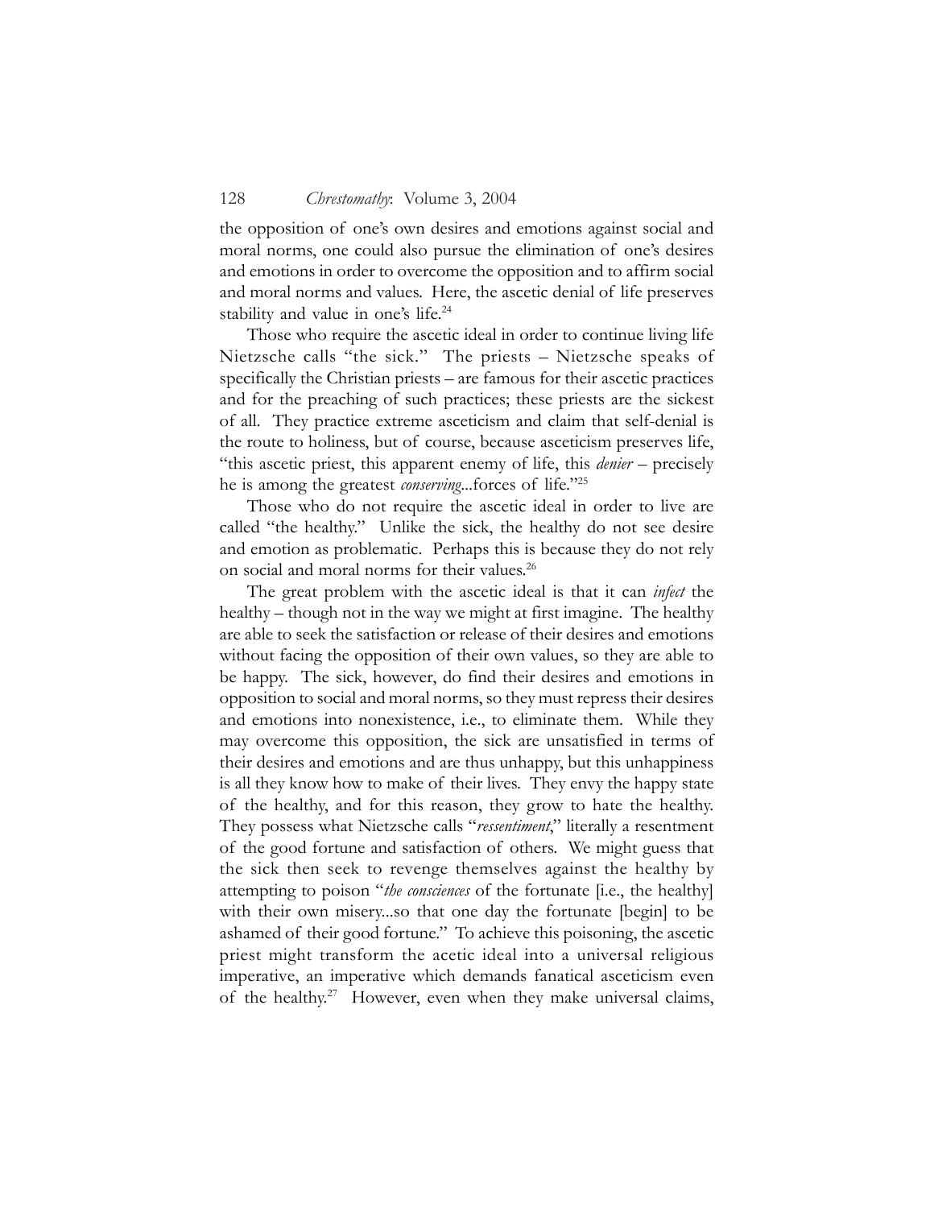the opposition of one's own desires and emotions against social and moral norms, one could also pursue the elimination of one's desires and emotions in order to overcome the opposition and to affirm social and moral norms and values. Here, the ascetic denial of life preserves stability and value in one's life.[24]

Those who require the ascetic ideal in order to continue living life Nietzsche calls "the sick." The priests – Nietzsche speaks of specifically the Christian priests – are famous for their ascetic practices and for the preaching of such practices; these priests are the sickest of all. They practice extreme asceticism and claim that self-denial is the route to holiness, but of course, because asceticism preserves life, "this ascetic priest, this apparent enemy of life, this *denier* – precisely he is among the greatest *conserving*...forces of life."[25]

Those who do not require the ascetic ideal in order to live are called "the healthy." Unlike the sick, the healthy do not see desire and emotion as problematic. Perhaps this is because they do not rely on social and moral norms for their values.[26]

The great problem with the ascetic ideal is that it can *infect* the healthy – though not in the way we might at first imagine. The healthy are able to seek the satisfaction or release of their desires and emotions without facing the opposition of their own values, so they are able to be happy. The sick, however, do find their desires and emotions in opposition to social and moral norms, so they must repress their desires and emotions into nonexistence, i.e., to eliminate them. While they may overcome this opposition, the sick are unsatisfied in terms of their desires and emotions and are thus unhappy, but this unhappiness is all they know how to make of their lives. They envy the happy state of the healthy, and for this reason, they grow to hate the healthy. They possess what Nietzsche calls "*ressentiment*," literally a resentment of the good fortune and satisfaction of others. We might guess that the sick then seek to revenge themselves against the healthy by attempting to poison "*the consciences* of the fortunate [i.e., the healthy] with their own misery...so that one day the fortunate [begin] to be ashamed of their good fortune." To achieve this poisoning, the ascetic priest might transform the acetic ideal into a universal religious imperative, an imperative which demands fanatical asceticism even of the healthy.[27] However, even when they make universal claims,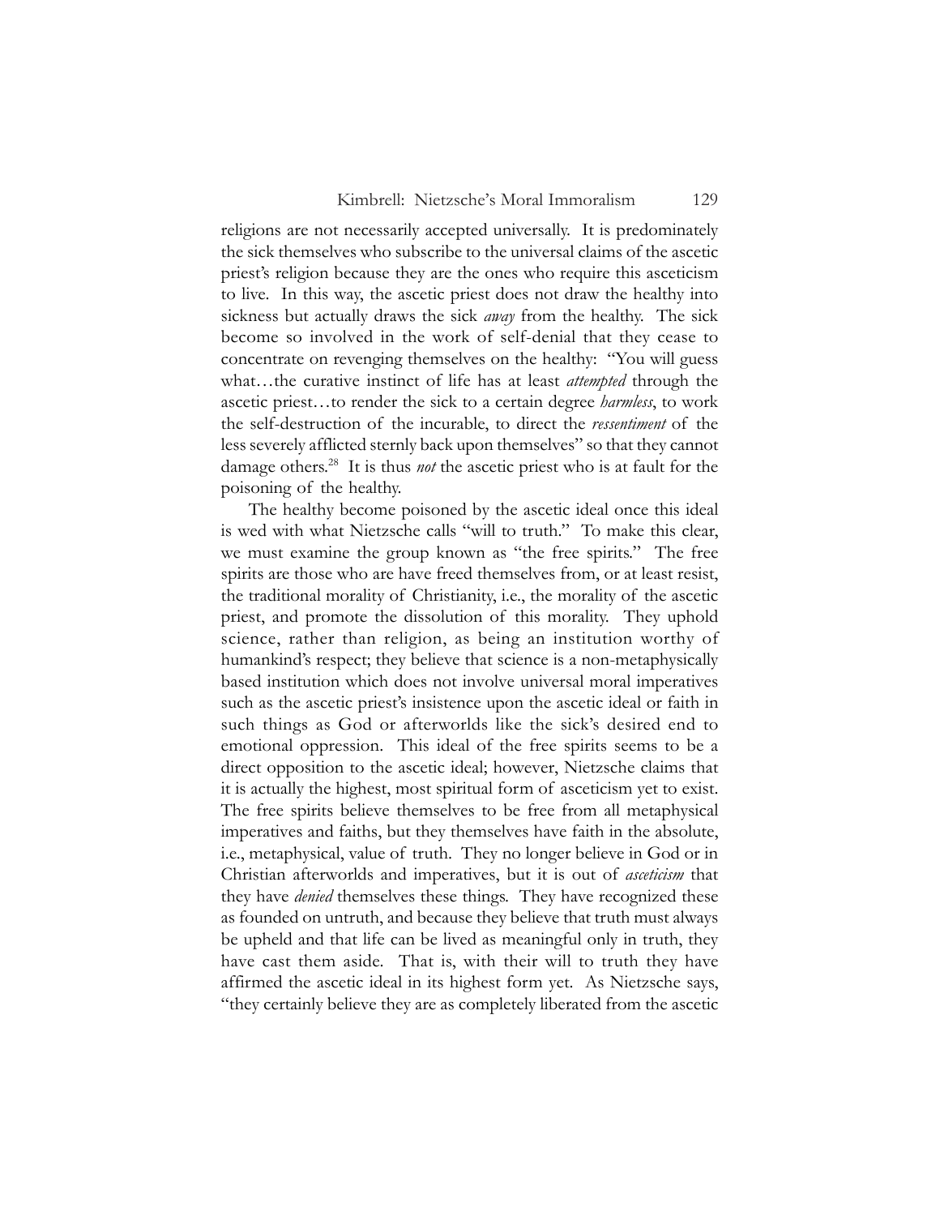religions are not necessarily accepted universally. It is predominately the sick themselves who subscribe to the universal claims of the ascetic priest's religion because they are the ones who require this asceticism to live. In this way, the ascetic priest does not draw the healthy into sickness but actually draws the sick *away* from the healthy. The sick become so involved in the work of self-denial that they cease to concentrate on revenging themselves on the healthy: "You will guess what…the curative instinct of life has at least *attempted* through the ascetic priest…to render the sick to a certain degree *harmless*, to work the self-destruction of the incurable, to direct the *ressentiment* of the less severely afflicted sternly back upon themselves" so that they cannot damage others.[28] It is thus *not* the ascetic priest who is at fault for the poisoning of the healthy.

The healthy become poisoned by the ascetic ideal once this ideal is wed with what Nietzsche calls "will to truth." To make this clear, we must examine the group known as "the free spirits." The free spirits are those who are have freed themselves from, or at least resist, the traditional morality of Christianity, i.e., the morality of the ascetic priest, and promote the dissolution of this morality. They uphold science, rather than religion, as being an institution worthy of humankind's respect; they believe that science is a non-metaphysically based institution which does not involve universal moral imperatives such as the ascetic priest's insistence upon the ascetic ideal or faith in such things as God or afterworlds like the sick's desired end to emotional oppression. This ideal of the free spirits seems to be a direct opposition to the ascetic ideal; however, Nietzsche claims that it is actually the highest, most spiritual form of asceticism yet to exist. The free spirits believe themselves to be free from all metaphysical imperatives and faiths, but they themselves have faith in the absolute, i.e., metaphysical, value of truth. They no longer believe in God or in Christian afterworlds and imperatives, but it is out of *asceticism* that they have *denied* themselves these things. They have recognized these as founded on untruth, and because they believe that truth must always be upheld and that life can be lived as meaningful only in truth, they have cast them aside. That is, with their will to truth they have affirmed the ascetic ideal in its highest form yet. As Nietzsche says, "they certainly believe they are as completely liberated from the ascetic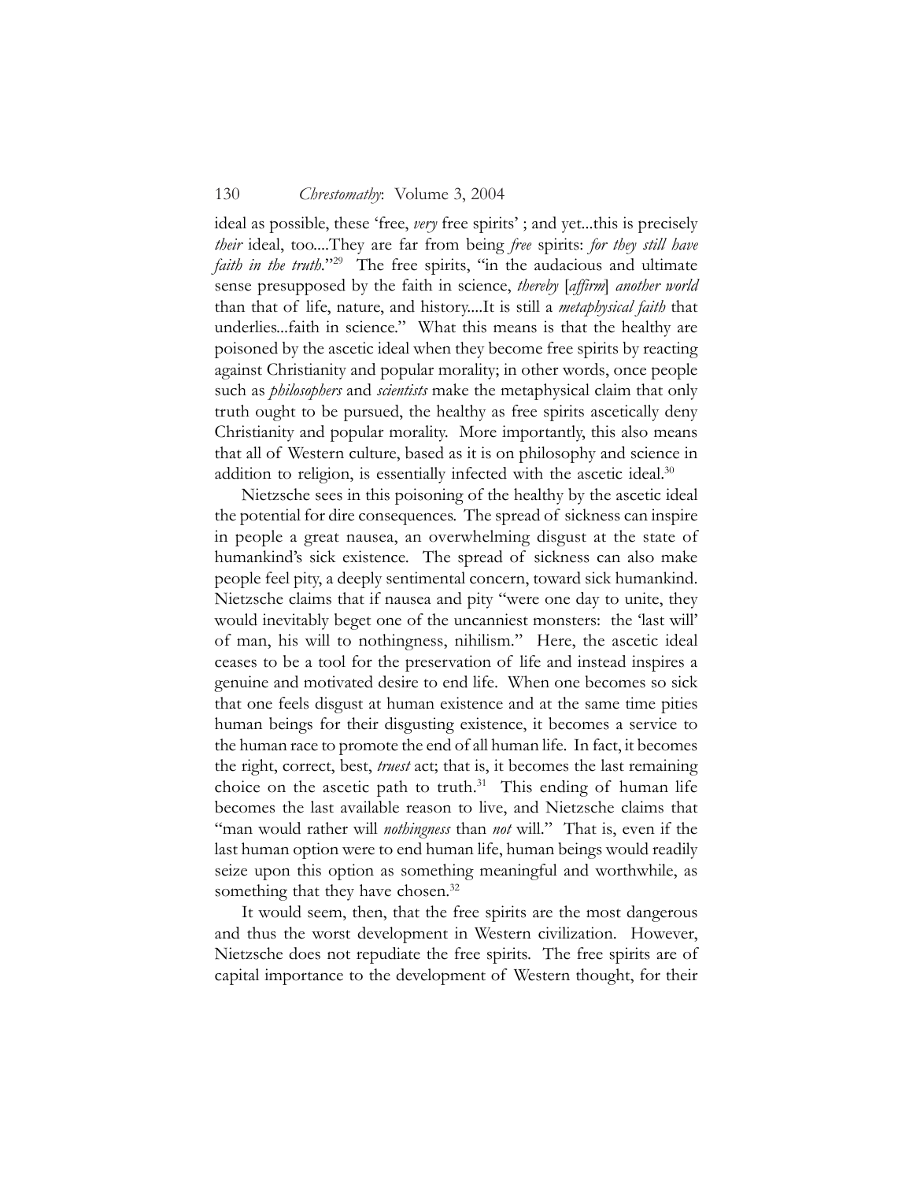ideal as possible, these 'free, *very* free spirits' ; and yet...this is precisely *their* ideal, too....They are far from being *free* spirits: *for they still have faith in the truth.*"[29] The free spirits, "in the audacious and ultimate sense presupposed by the faith in science, *thereby* [*affirm*] *another world* than that of life, nature, and history....It is still a *metaphysical faith* that underlies...faith in science." What this means is that the healthy are poisoned by the ascetic ideal when they become free spirits by reacting against Christianity and popular morality; in other words, once people such as *philosophers* and *scientists* make the metaphysical claim that only truth ought to be pursued, the healthy as free spirits ascetically deny Christianity and popular morality. More importantly, this also means that all of Western culture, based as it is on philosophy and science in addition to religion, is essentially infected with the ascetic ideal.[30]

Nietzsche sees in this poisoning of the healthy by the ascetic ideal the potential for dire consequences. The spread of sickness can inspire in people a great nausea, an overwhelming disgust at the state of humankind's sick existence. The spread of sickness can also make people feel pity, a deeply sentimental concern, toward sick humankind. Nietzsche claims that if nausea and pity "were one day to unite, they would inevitably beget one of the uncanniest monsters: the 'last will' of man, his will to nothingness, nihilism." Here, the ascetic ideal ceases to be a tool for the preservation of life and instead inspires a genuine and motivated desire to end life. When one becomes so sick that one feels disgust at human existence and at the same time pities human beings for their disgusting existence, it becomes a service to the human race to promote the end of all human life. In fact, it becomes the right, correct, best, *truest* act; that is, it becomes the last remaining choice on the ascetic path to truth.[31] This ending of human life becomes the last available reason to live, and Nietzsche claims that "man would rather will *nothingness* than *not* will." That is, even if the last human option were to end human life, human beings would readily seize upon this option as something meaningful and worthwhile, as something that they have chosen.[32]

It would seem, then, that the free spirits are the most dangerous and thus the worst development in Western civilization. However, Nietzsche does not repudiate the free spirits. The free spirits are of capital importance to the development of Western thought, for their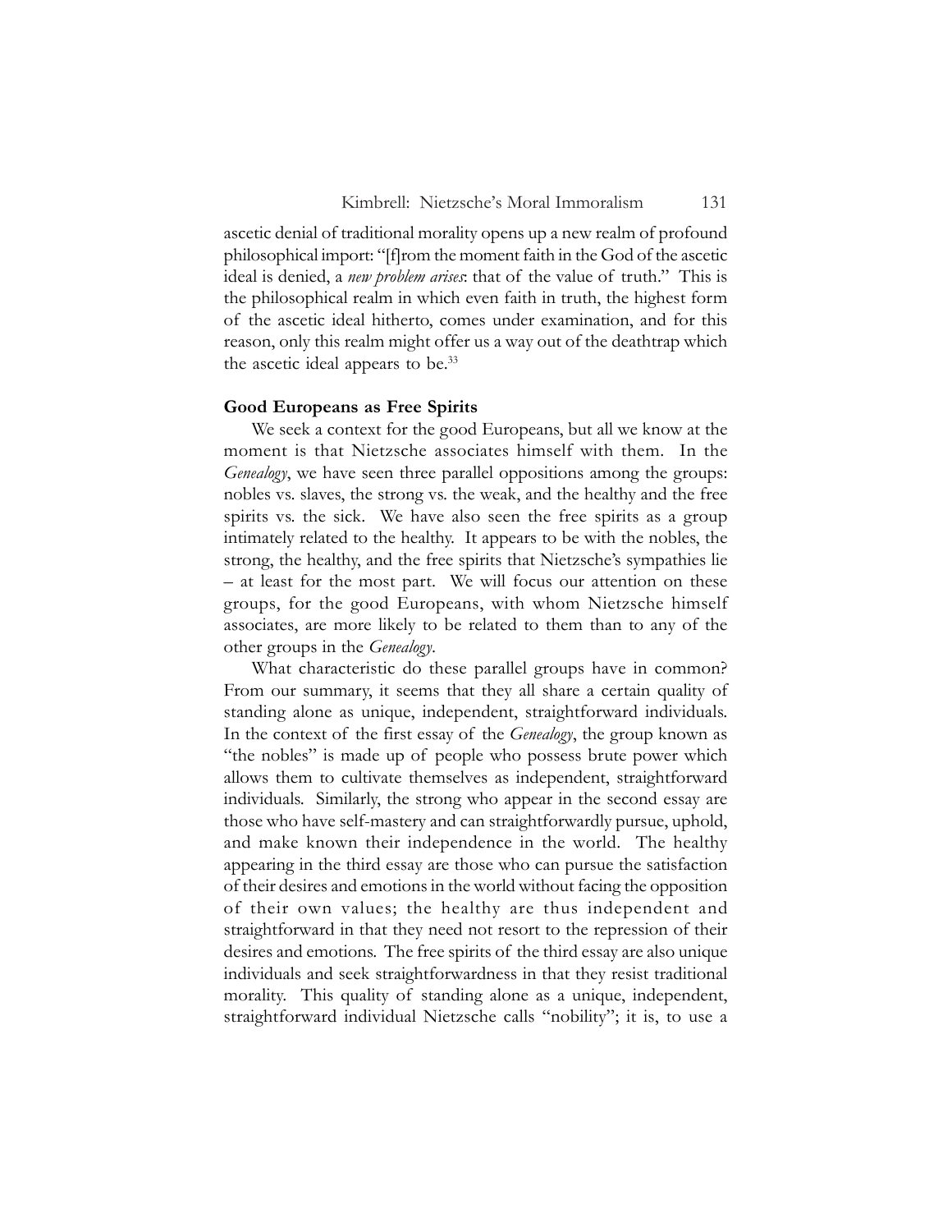ascetic denial of traditional morality opens up a new realm of profound philosophical import: "[f]rom the moment faith in the God of the ascetic ideal is denied, a *new problem arises*: that of the value of truth." This is the philosophical realm in which even faith in truth, the highest form of the ascetic ideal hitherto, comes under examination, and for this reason, only this realm might offer us a way out of the deathtrap which the ascetic ideal appears to be.[33]

**Good Europeans as Free Spirits**

We seek a context for the good Europeans, but all we know at the moment is that Nietzsche associates himself with them. In the *Genealogy*, we have seen three parallel oppositions among the groups: nobles vs. slaves, the strong vs. the weak, and the healthy and the free spirits vs. the sick. We have also seen the free spirits as a group intimately related to the healthy. It appears to be with the nobles, the strong, the healthy, and the free spirits that Nietzsche's sympathies lie – at least for the most part. We will focus our attention on these groups, for the good Europeans, with whom Nietzsche himself associates, are more likely to be related to them than to any of the other groups in the *Genealogy*.

What characteristic do these parallel groups have in common? From our summary, it seems that they all share a certain quality of standing alone as unique, independent, straightforward individuals. In the context of the first essay of the *Genealogy*, the group known as "the nobles" is made up of people who possess brute power which allows them to cultivate themselves as independent, straightforward individuals. Similarly, the strong who appear in the second essay are those who have self-mastery and can straightforwardly pursue, uphold, and make known their independence in the world. The healthy appearing in the third essay are those who can pursue the satisfaction of their desires and emotions in the world without facing the opposition of their own values; the healthy are thus independent and straightforward in that they need not resort to the repression of their desires and emotions. The free spirits of the third essay are also unique individuals and seek straightforwardness in that they resist traditional morality. This quality of standing alone as a unique, independent, straightforward individual Nietzsche calls "nobility"; it is, to use a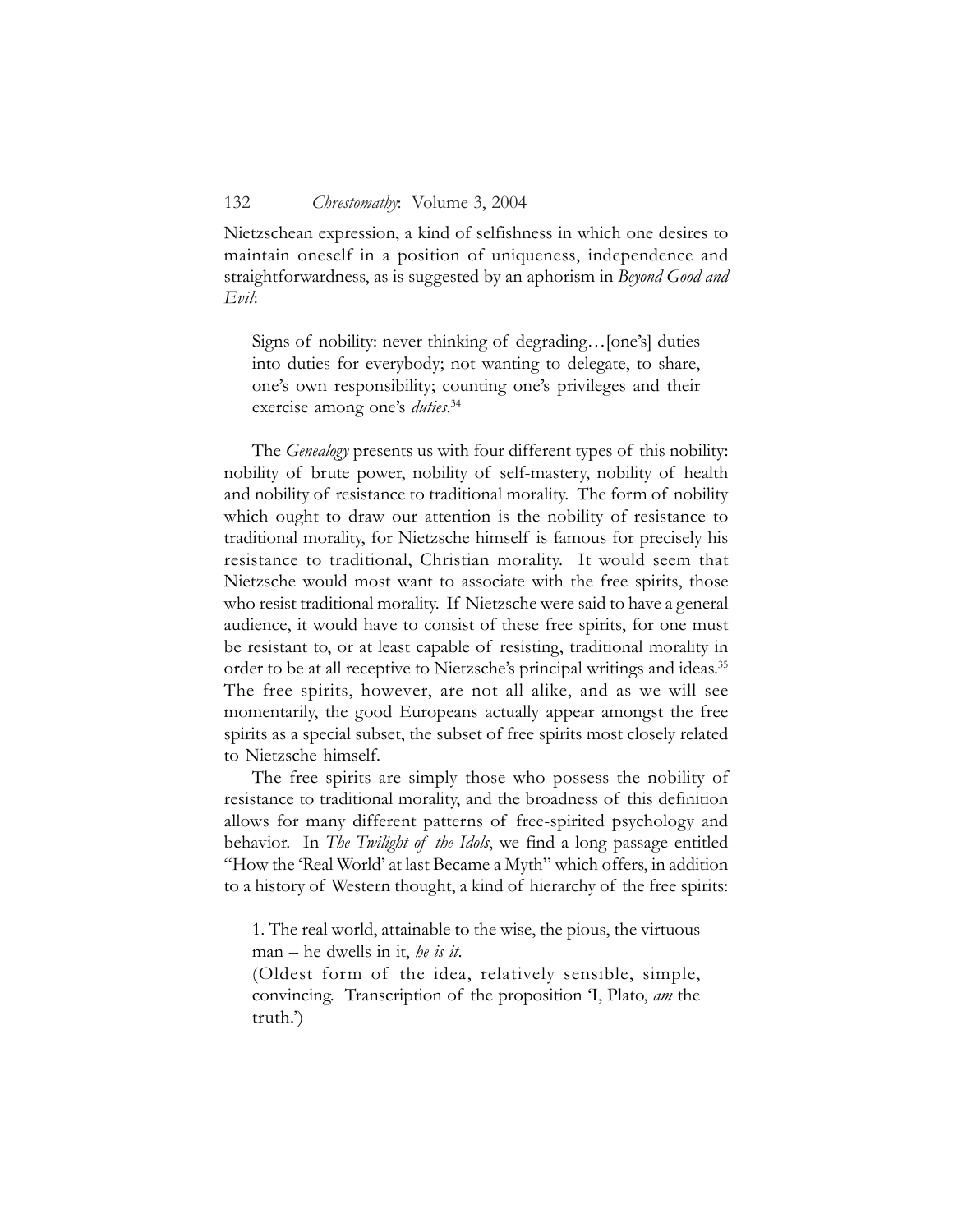Nietzschean expression, a kind of selfishness in which one desires to maintain oneself in a position of uniqueness, independence and straightforwardness, as is suggested by an aphorism in *Beyond Good and Evil*:

> Signs of nobility: never thinking of degrading…[one's] duties into duties for everybody; not wanting to delegate, to share, one's own responsibility; counting one's privileges and their exercise among one's *duties*.[34]

The *Genealogy* presents us with four different types of this nobility: nobility of brute power, nobility of self-mastery, nobility of health and nobility of resistance to traditional morality. The form of nobility which ought to draw our attention is the nobility of resistance to traditional morality, for Nietzsche himself is famous for precisely his resistance to traditional, Christian morality. It would seem that Nietzsche would most want to associate with the free spirits, those who resist traditional morality. If Nietzsche were said to have a general audience, it would have to consist of these free spirits, for one must be resistant to, or at least capable of resisting, traditional morality in order to be at all receptive to Nietzsche's principal writings and ideas.[35] The free spirits, however, are not all alike, and as we will see momentarily, the good Europeans actually appear amongst the free spirits as a special subset, the subset of free spirits most closely related to Nietzsche himself.

The free spirits are simply those who possess the nobility of resistance to traditional morality, and the broadness of this definition allows for many different patterns of free-spirited psychology and behavior. In *The Twilight of the Idols*, we find a long passage entitled "How the 'Real World' at last Became a Myth" which offers, in addition to a history of Western thought, a kind of hierarchy of the free spirits:

> 1. The real world, attainable to the wise, the pious, the virtuous man – he dwells in it, *he is it*.
> (Oldest form of the idea, relatively sensible, simple, convincing. Transcription of the proposition 'I, Plato, *am* the truth.')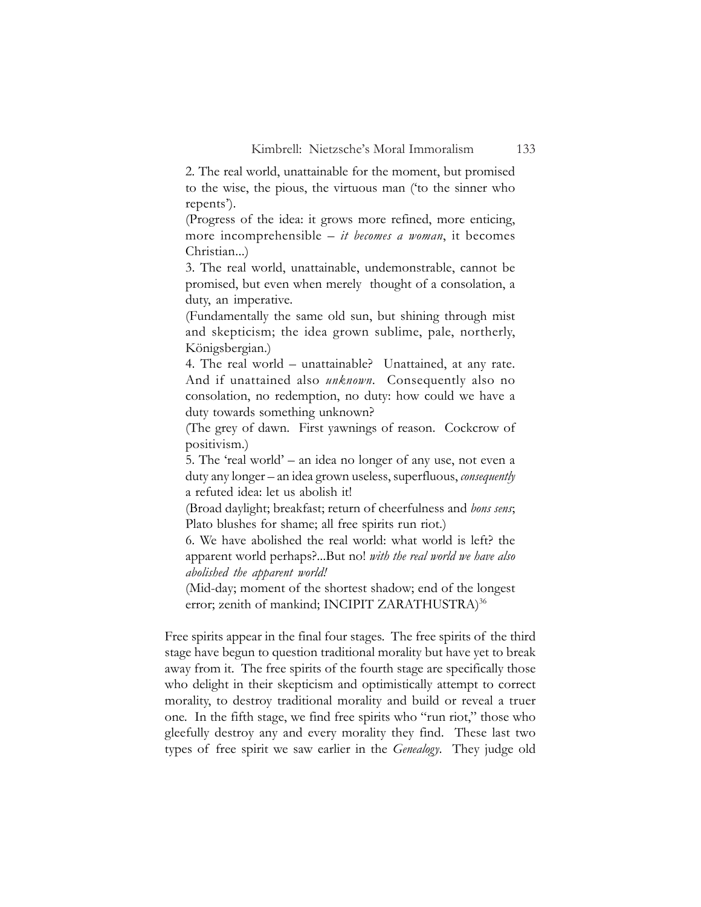> 2. The real world, unattainable for the moment, but promised to the wise, the pious, the virtuous man ('to the sinner who repents').
>
> (Progress of the idea: it grows more refined, more enticing, more incomprehensible – *it becomes a woman*, it becomes Christian...)
>
> 3. The real world, unattainable, undemonstrable, cannot be promised, but even when merely thought of a consolation, a duty, an imperative.
>
> (Fundamentally the same old sun, but shining through mist and skepticism; the idea grown sublime, pale, northerly, Königsbergian.)
>
> 4. The real world – unattainable? Unattained, at any rate. And if unattained also *unknown*. Consequently also no consolation, no redemption, no duty: how could we have a duty towards something unknown?
>
> (The grey of dawn. First yawnings of reason. Cockcrow of positivism.)
>
> 5. The 'real world' – an idea no longer of any use, not even a duty any longer – an idea grown useless, superfluous, *consequently* a refuted idea: let us abolish it!
>
> (Broad daylight; breakfast; return of cheerfulness and *bons sens*; Plato blushes for shame; all free spirits run riot.)
>
> 6. We have abolished the real world: what world is left? the apparent world perhaps?...But no! *with the real world we have also abolished the apparent world!*
>
> (Mid-day; moment of the shortest shadow; end of the longest error; zenith of mankind; INCIPIT ZARATHUSTRA)[36]

Free spirits appear in the final four stages. The free spirits of the third stage have begun to question traditional morality but have yet to break away from it. The free spirits of the fourth stage are specifically those who delight in their skepticism and optimistically attempt to correct morality, to destroy traditional morality and build or reveal a truer one. In the fifth stage, we find free spirits who "run riot," those who gleefully destroy any and every morality they find. These last two types of free spirit we saw earlier in the *Genealogy*. They judge old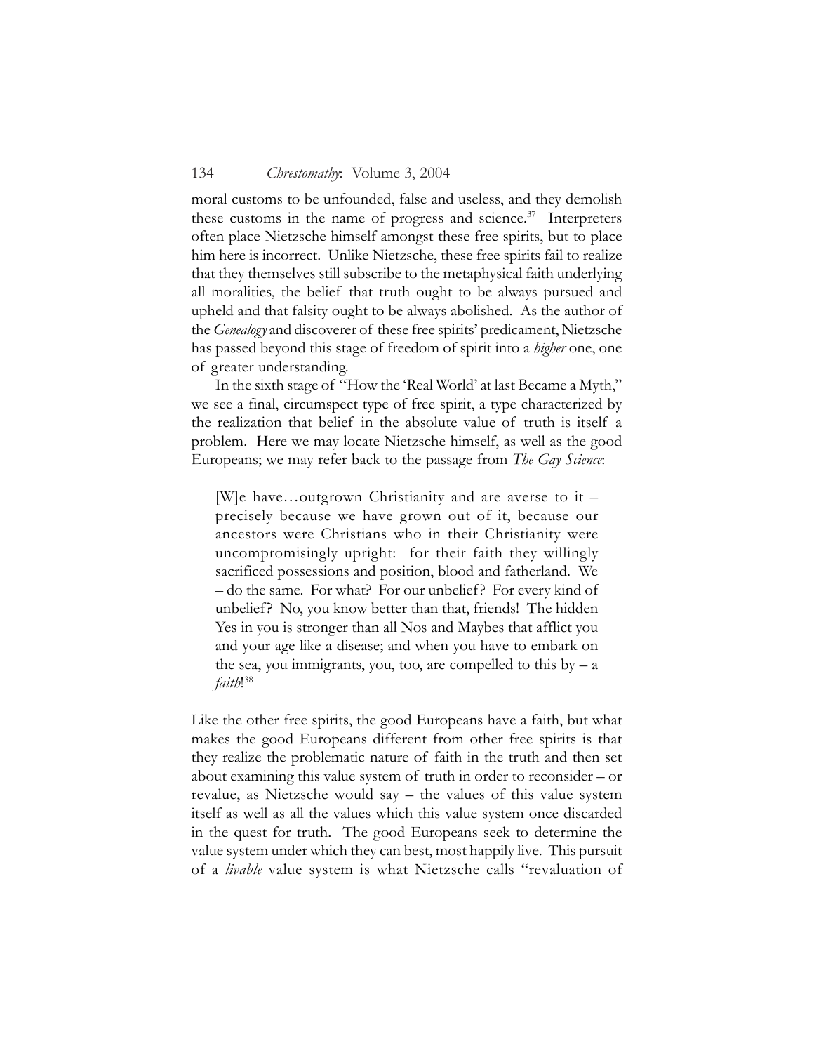moral customs to be unfounded, false and useless, and they demolish these customs in the name of progress and science.[37] Interpreters often place Nietzsche himself amongst these free spirits, but to place him here is incorrect. Unlike Nietzsche, these free spirits fail to realize that they themselves still subscribe to the metaphysical faith underlying all moralities, the belief that truth ought to be always pursued and upheld and that falsity ought to be always abolished. As the author of the *Genealogy* and discoverer of these free spirits' predicament, Nietzsche has passed beyond this stage of freedom of spirit into a *higher* one, one of greater understanding.

In the sixth stage of "How the 'Real World' at last Became a Myth," we see a final, circumspect type of free spirit, a type characterized by the realization that belief in the absolute value of truth is itself a problem. Here we may locate Nietzsche himself, as well as the good Europeans; we may refer back to the passage from *The Gay Science*:

> [W]e have…outgrown Christianity and are averse to it – precisely because we have grown out of it, because our ancestors were Christians who in their Christianity were uncompromisingly upright: for their faith they willingly sacrificed possessions and position, blood and fatherland. We – do the same. For what? For our unbelief? For every kind of unbelief? No, you know better than that, friends! The hidden Yes in you is stronger than all Nos and Maybes that afflict you and your age like a disease; and when you have to embark on the sea, you immigrants, you, too, are compelled to this by – a *faith*![38]

Like the other free spirits, the good Europeans have a faith, but what makes the good Europeans different from other free spirits is that they realize the problematic nature of faith in the truth and then set about examining this value system of truth in order to reconsider – or revalue, as Nietzsche would say – the values of this value system itself as well as all the values which this value system once discarded in the quest for truth. The good Europeans seek to determine the value system under which they can best, most happily live. This pursuit of a *livable* value system is what Nietzsche calls "revaluation of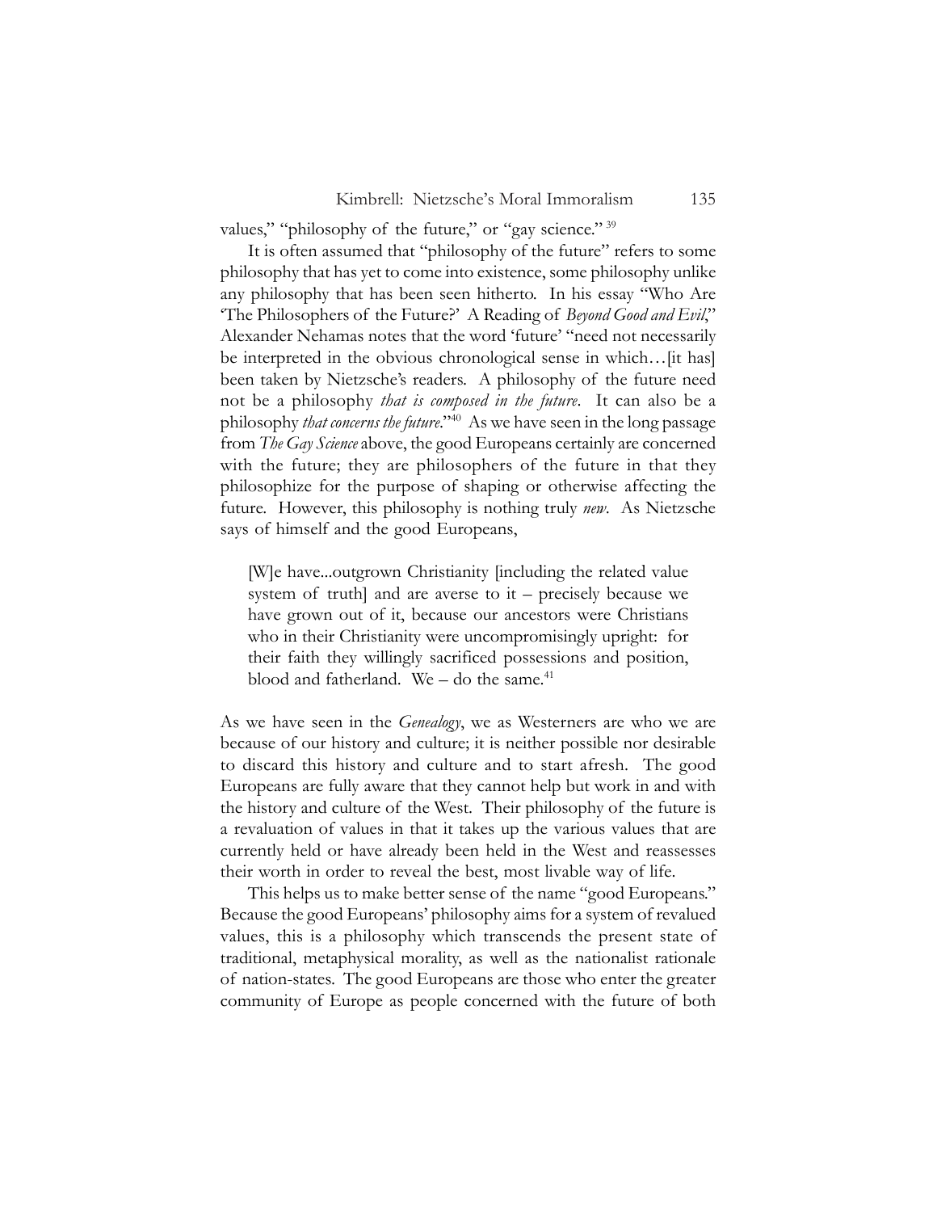values," "philosophy of the future," or "gay science."[39]

It is often assumed that "philosophy of the future" refers to some philosophy that has yet to come into existence, some philosophy unlike any philosophy that has been seen hitherto. In his essay "Who Are 'The Philosophers of the Future?' A Reading of *Beyond Good and Evil*," Alexander Nehamas notes that the word 'future' "need not necessarily be interpreted in the obvious chronological sense in which…[it has] been taken by Nietzsche's readers. A philosophy of the future need not be a philosophy *that is composed in the future*. It can also be a philosophy *that concerns the future*."[40] As we have seen in the long passage from *The Gay Science* above, the good Europeans certainly are concerned with the future; they are philosophers of the future in that they philosophize for the purpose of shaping or otherwise affecting the future. However, this philosophy is nothing truly *new*. As Nietzsche says of himself and the good Europeans,

> [W]e have...outgrown Christianity [including the related value system of truth] and are averse to it – precisely because we have grown out of it, because our ancestors were Christians who in their Christianity were uncompromisingly upright: for their faith they willingly sacrificed possessions and position, blood and fatherland. We – do the same.[41]

As we have seen in the *Genealogy*, we as Westerners are who we are because of our history and culture; it is neither possible nor desirable to discard this history and culture and to start afresh. The good Europeans are fully aware that they cannot help but work in and with the history and culture of the West. Their philosophy of the future is a revaluation of values in that it takes up the various values that are currently held or have already been held in the West and reassesses their worth in order to reveal the best, most livable way of life.

This helps us to make better sense of the name "good Europeans." Because the good Europeans' philosophy aims for a system of revalued values, this is a philosophy which transcends the present state of traditional, metaphysical morality, as well as the nationalist rationale of nation-states. The good Europeans are those who enter the greater community of Europe as people concerned with the future of both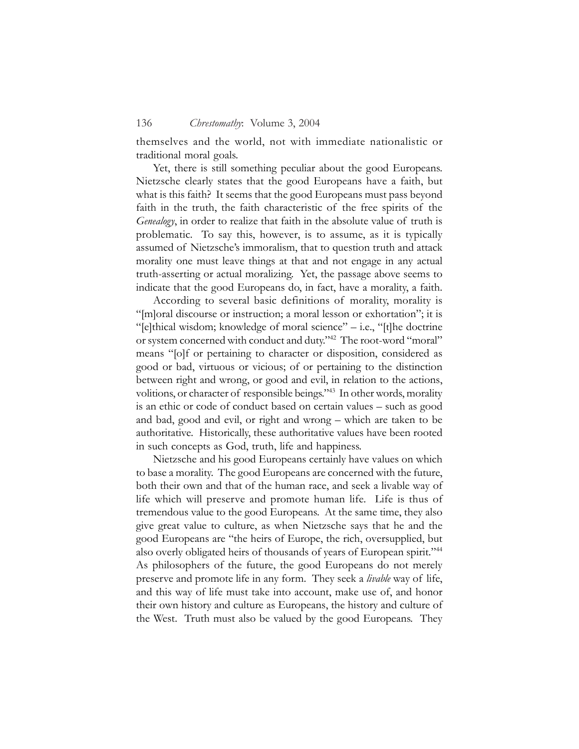themselves and the world, not with immediate nationalistic or traditional moral goals.

Yet, there is still something peculiar about the good Europeans. Nietzsche clearly states that the good Europeans have a faith, but what is this faith? It seems that the good Europeans must pass beyond faith in the truth, the faith characteristic of the free spirits of the *Genealogy*, in order to realize that faith in the absolute value of truth is problematic. To say this, however, is to assume, as it is typically assumed of Nietzsche's immoralism, that to question truth and attack morality one must leave things at that and not engage in any actual truth-asserting or actual moralizing. Yet, the passage above seems to indicate that the good Europeans do, in fact, have a morality, a faith.

According to several basic definitions of morality, morality is "[m]oral discourse or instruction; a moral lesson or exhortation"; it is "[e]thical wisdom; knowledge of moral science" – i.e., "[t]he doctrine or system concerned with conduct and duty."[42] The root-word "moral" means "[o]f or pertaining to character or disposition, considered as good or bad, virtuous or vicious; of or pertaining to the distinction between right and wrong, or good and evil, in relation to the actions, volitions, or character of responsible beings."[43] In other words, morality is an ethic or code of conduct based on certain values – such as good and bad, good and evil, or right and wrong – which are taken to be authoritative. Historically, these authoritative values have been rooted in such concepts as God, truth, life and happiness.

Nietzsche and his good Europeans certainly have values on which to base a morality. The good Europeans are concerned with the future, both their own and that of the human race, and seek a livable way of life which will preserve and promote human life. Life is thus of tremendous value to the good Europeans. At the same time, they also give great value to culture, as when Nietzsche says that he and the good Europeans are "the heirs of Europe, the rich, oversupplied, but also overly obligated heirs of thousands of years of European spirit."[44] As philosophers of the future, the good Europeans do not merely preserve and promote life in any form. They seek a *livable* way of life, and this way of life must take into account, make use of, and honor their own history and culture as Europeans, the history and culture of the West. Truth must also be valued by the good Europeans. They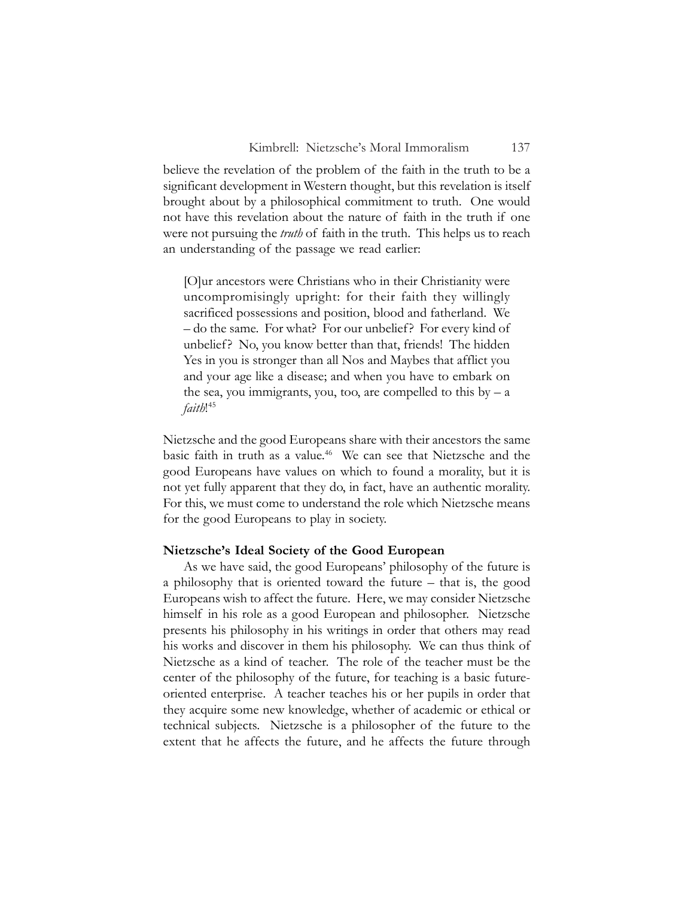believe the revelation of the problem of the faith in the truth to be a significant development in Western thought, but this revelation is itself brought about by a philosophical commitment to truth. One would not have this revelation about the nature of faith in the truth if one were not pursuing the *truth* of faith in the truth. This helps us to reach an understanding of the passage we read earlier:

> [O]ur ancestors were Christians who in their Christianity were uncompromisingly upright: for their faith they willingly sacrificed possessions and position, blood and fatherland. We – do the same. For what? For our unbelief? For every kind of unbelief? No, you know better than that, friends! The hidden Yes in you is stronger than all Nos and Maybes that afflict you and your age like a disease; and when you have to embark on the sea, you immigrants, you, too, are compelled to this by – a *faith*![45]

Nietzsche and the good Europeans share with their ancestors the same basic faith in truth as a value.[46] We can see that Nietzsche and the good Europeans have values on which to found a morality, but it is not yet fully apparent that they do, in fact, have an authentic morality. For this, we must come to understand the role which Nietzsche means for the good Europeans to play in society.

**Nietzsche's Ideal Society of the Good European**

As we have said, the good Europeans' philosophy of the future is a philosophy that is oriented toward the future – that is, the good Europeans wish to affect the future. Here, we may consider Nietzsche himself in his role as a good European and philosopher. Nietzsche presents his philosophy in his writings in order that others may read his works and discover in them his philosophy. We can thus think of Nietzsche as a kind of teacher. The role of the teacher must be the center of the philosophy of the future, for teaching is a basic future-oriented enterprise. A teacher teaches his or her pupils in order that they acquire some new knowledge, whether of academic or ethical or technical subjects. Nietzsche is a philosopher of the future to the extent that he affects the future, and he affects the future through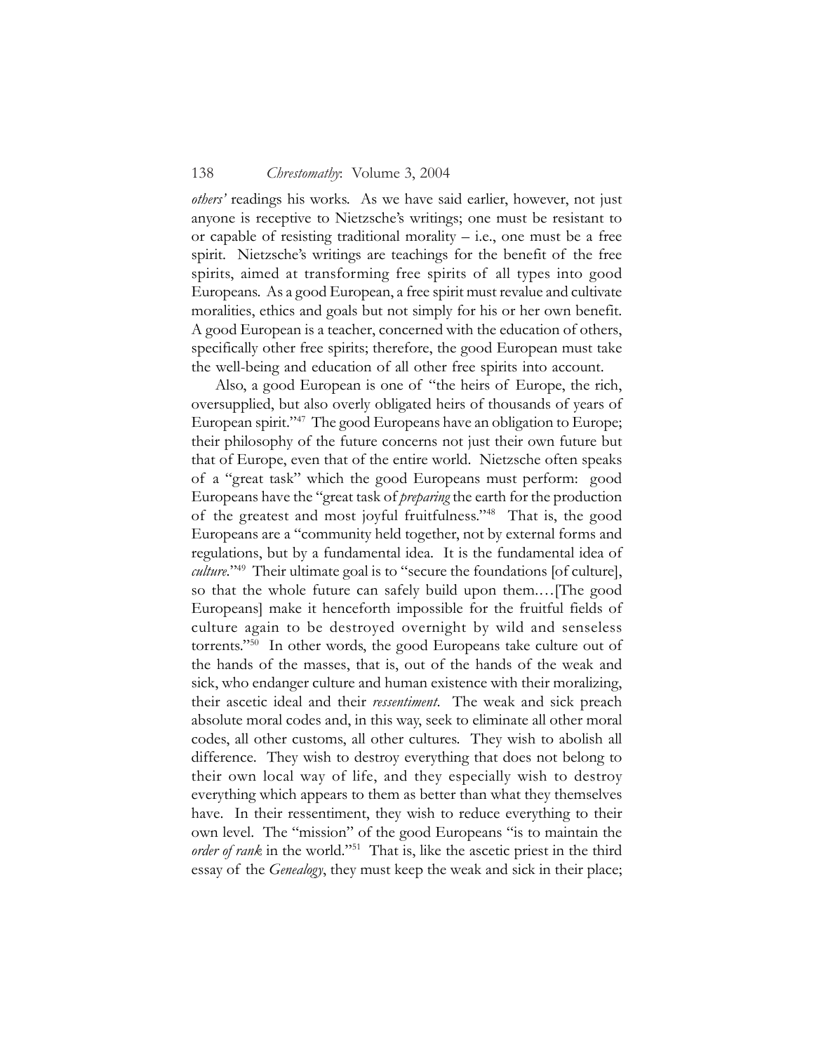*others'* readings his works. As we have said earlier, however, not just anyone is receptive to Nietzsche's writings; one must be resistant to or capable of resisting traditional morality – i.e., one must be a free spirit. Nietzsche's writings are teachings for the benefit of the free spirits, aimed at transforming free spirits of all types into good Europeans. As a good European, a free spirit must revalue and cultivate moralities, ethics and goals but not simply for his or her own benefit. A good European is a teacher, concerned with the education of others, specifically other free spirits; therefore, the good European must take the well-being and education of all other free spirits into account.

Also, a good European is one of "the heirs of Europe, the rich, oversupplied, but also overly obligated heirs of thousands of years of European spirit."[47] The good Europeans have an obligation to Europe; their philosophy of the future concerns not just their own future but that of Europe, even that of the entire world. Nietzsche often speaks of a "great task" which the good Europeans must perform: good Europeans have the "great task of *preparing* the earth for the production of the greatest and most joyful fruitfulness."[48] That is, the good Europeans are a "community held together, not by external forms and regulations, but by a fundamental idea. It is the fundamental idea of *culture*."[49] Their ultimate goal is to "secure the foundations [of culture], so that the whole future can safely build upon them.…[The good Europeans] make it henceforth impossible for the fruitful fields of culture again to be destroyed overnight by wild and senseless torrents."[50] In other words, the good Europeans take culture out of the hands of the masses, that is, out of the hands of the weak and sick, who endanger culture and human existence with their moralizing, their ascetic ideal and their *ressentiment*. The weak and sick preach absolute moral codes and, in this way, seek to eliminate all other moral codes, all other customs, all other cultures. They wish to abolish all difference. They wish to destroy everything that does not belong to their own local way of life, and they especially wish to destroy everything which appears to them as better than what they themselves have. In their ressentiment, they wish to reduce everything to their own level. The "mission" of the good Europeans "is to maintain the *order of rank* in the world."[51] That is, like the ascetic priest in the third essay of the *Genealogy*, they must keep the weak and sick in their place;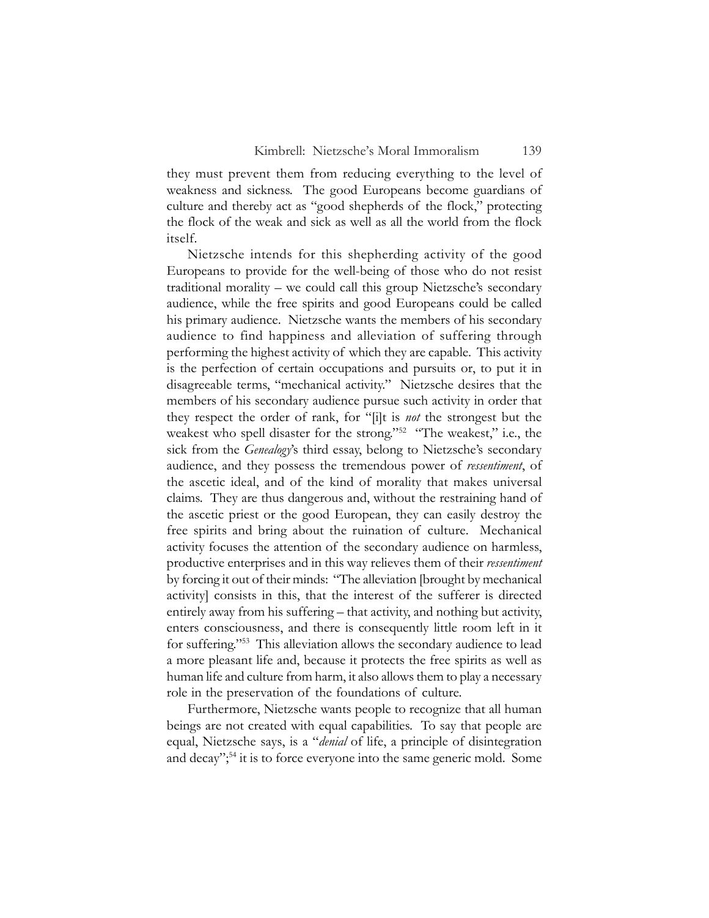they must prevent them from reducing everything to the level of weakness and sickness. The good Europeans become guardians of culture and thereby act as "good shepherds of the flock," protecting the flock of the weak and sick as well as all the world from the flock itself.

Nietzsche intends for this shepherding activity of the good Europeans to provide for the well-being of those who do not resist traditional morality – we could call this group Nietzsche's secondary audience, while the free spirits and good Europeans could be called his primary audience. Nietzsche wants the members of his secondary audience to find happiness and alleviation of suffering through performing the highest activity of which they are capable. This activity is the perfection of certain occupations and pursuits or, to put it in disagreeable terms, "mechanical activity." Nietzsche desires that the members of his secondary audience pursue such activity in order that they respect the order of rank, for "[i]t is *not* the strongest but the weakest who spell disaster for the strong."[52] "The weakest," i.e., the sick from the *Genealogy*'s third essay, belong to Nietzsche's secondary audience, and they possess the tremendous power of *ressentiment*, of the ascetic ideal, and of the kind of morality that makes universal claims. They are thus dangerous and, without the restraining hand of the ascetic priest or the good European, they can easily destroy the free spirits and bring about the ruination of culture. Mechanical activity focuses the attention of the secondary audience on harmless, productive enterprises and in this way relieves them of their *ressentiment* by forcing it out of their minds: "The alleviation [brought by mechanical activity] consists in this, that the interest of the sufferer is directed entirely away from his suffering – that activity, and nothing but activity, enters consciousness, and there is consequently little room left in it for suffering."[53] This alleviation allows the secondary audience to lead a more pleasant life and, because it protects the free spirits as well as human life and culture from harm, it also allows them to play a necessary role in the preservation of the foundations of culture.

Furthermore, Nietzsche wants people to recognize that all human beings are not created with equal capabilities. To say that people are equal, Nietzsche says, is a "*denial* of life, a principle of disintegration and decay";[54] it is to force everyone into the same generic mold. Some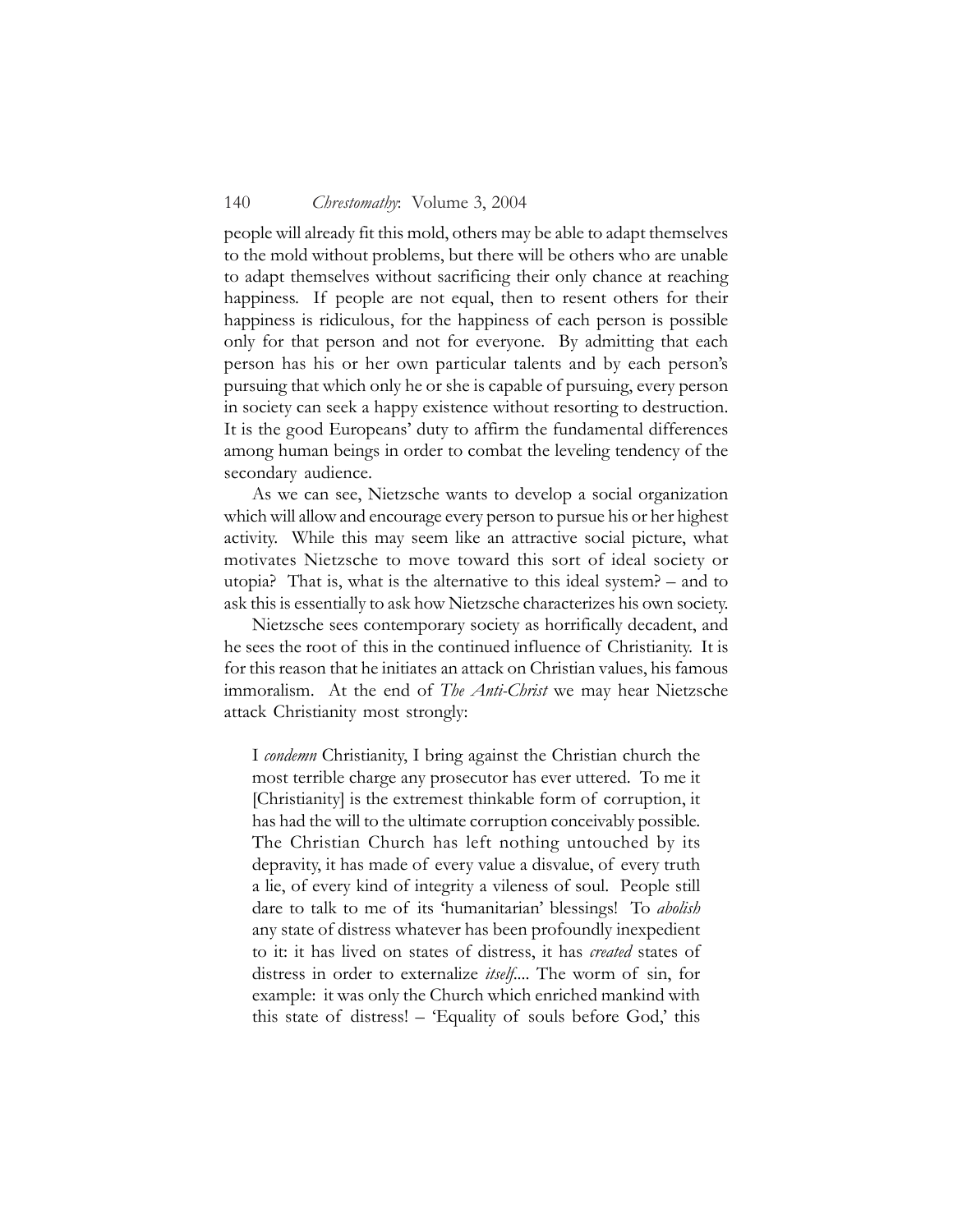people will already fit this mold, others may be able to adapt themselves to the mold without problems, but there will be others who are unable to adapt themselves without sacrificing their only chance at reaching happiness. If people are not equal, then to resent others for their happiness is ridiculous, for the happiness of each person is possible only for that person and not for everyone. By admitting that each person has his or her own particular talents and by each person's pursuing that which only he or she is capable of pursuing, every person in society can seek a happy existence without resorting to destruction. It is the good Europeans' duty to affirm the fundamental differences among human beings in order to combat the leveling tendency of the secondary audience.

As we can see, Nietzsche wants to develop a social organization which will allow and encourage every person to pursue his or her highest activity. While this may seem like an attractive social picture, what motivates Nietzsche to move toward this sort of ideal society or utopia? That is, what is the alternative to this ideal system? – and to ask this is essentially to ask how Nietzsche characterizes his own society.

Nietzsche sees contemporary society as horrifically decadent, and he sees the root of this in the continued influence of Christianity. It is for this reason that he initiates an attack on Christian values, his famous immoralism. At the end of *The Anti-Christ* we may hear Nietzsche attack Christianity most strongly:

> I *condemn* Christianity, I bring against the Christian church the most terrible charge any prosecutor has ever uttered. To me it [Christianity] is the extremest thinkable form of corruption, it has had the will to the ultimate corruption conceivably possible. The Christian Church has left nothing untouched by its depravity, it has made of every value a disvalue, of every truth a lie, of every kind of integrity a vileness of soul. People still dare to talk to me of its 'humanitarian' blessings! To *abolish* any state of distress whatever has been profoundly inexpedient to it: it has lived on states of distress, it has *created* states of distress in order to externalize *itself*.... The worm of sin, for example: it was only the Church which enriched mankind with this state of distress! – 'Equality of souls before God,' this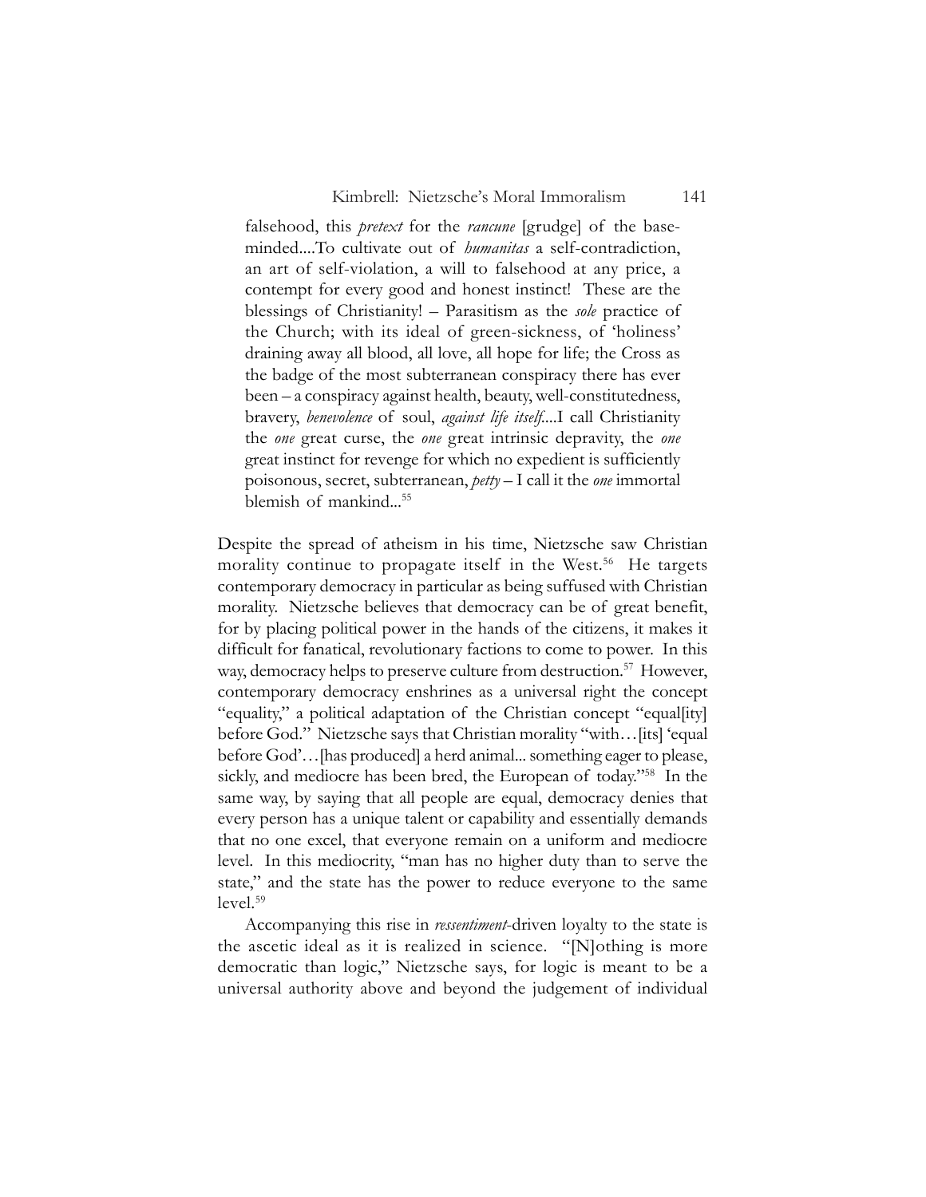> falsehood, this *pretext* for the *rancune* [grudge] of the base-minded....To cultivate out of *humanitas* a self-contradiction, an art of self-violation, a will to falsehood at any price, a contempt for every good and honest instinct! These are the blessings of Christianity! – Parasitism as the *sole* practice of the Church; with its ideal of green-sickness, of 'holiness' draining away all blood, all love, all hope for life; the Cross as the badge of the most subterranean conspiracy there has ever been – a conspiracy against health, beauty, well-constitutedness, bravery, *benevolence* of soul, *against life itself*....I call Christianity the *one* great curse, the *one* great intrinsic depravity, the *one* great instinct for revenge for which no expedient is sufficiently poisonous, secret, subterranean, *petty* – I call it the *one* immortal blemish of mankind...[55]

Despite the spread of atheism in his time, Nietzsche saw Christian morality continue to propagate itself in the West.[56] He targets contemporary democracy in particular as being suffused with Christian morality. Nietzsche believes that democracy can be of great benefit, for by placing political power in the hands of the citizens, it makes it difficult for fanatical, revolutionary factions to come to power. In this way, democracy helps to preserve culture from destruction.[57] However, contemporary democracy enshrines as a universal right the concept "equality," a political adaptation of the Christian concept "equal[ity] before God." Nietzsche says that Christian morality "with…[its] 'equal before God'…[has produced] a herd animal... something eager to please, sickly, and mediocre has been bred, the European of today."[58] In the same way, by saying that all people are equal, democracy denies that every person has a unique talent or capability and essentially demands that no one excel, that everyone remain on a uniform and mediocre level. In this mediocrity, "man has no higher duty than to serve the state," and the state has the power to reduce everyone to the same level.[59]

Accompanying this rise in *ressentiment*-driven loyalty to the state is the ascetic ideal as it is realized in science. "[N]othing is more democratic than logic," Nietzsche says, for logic is meant to be a universal authority above and beyond the judgement of individual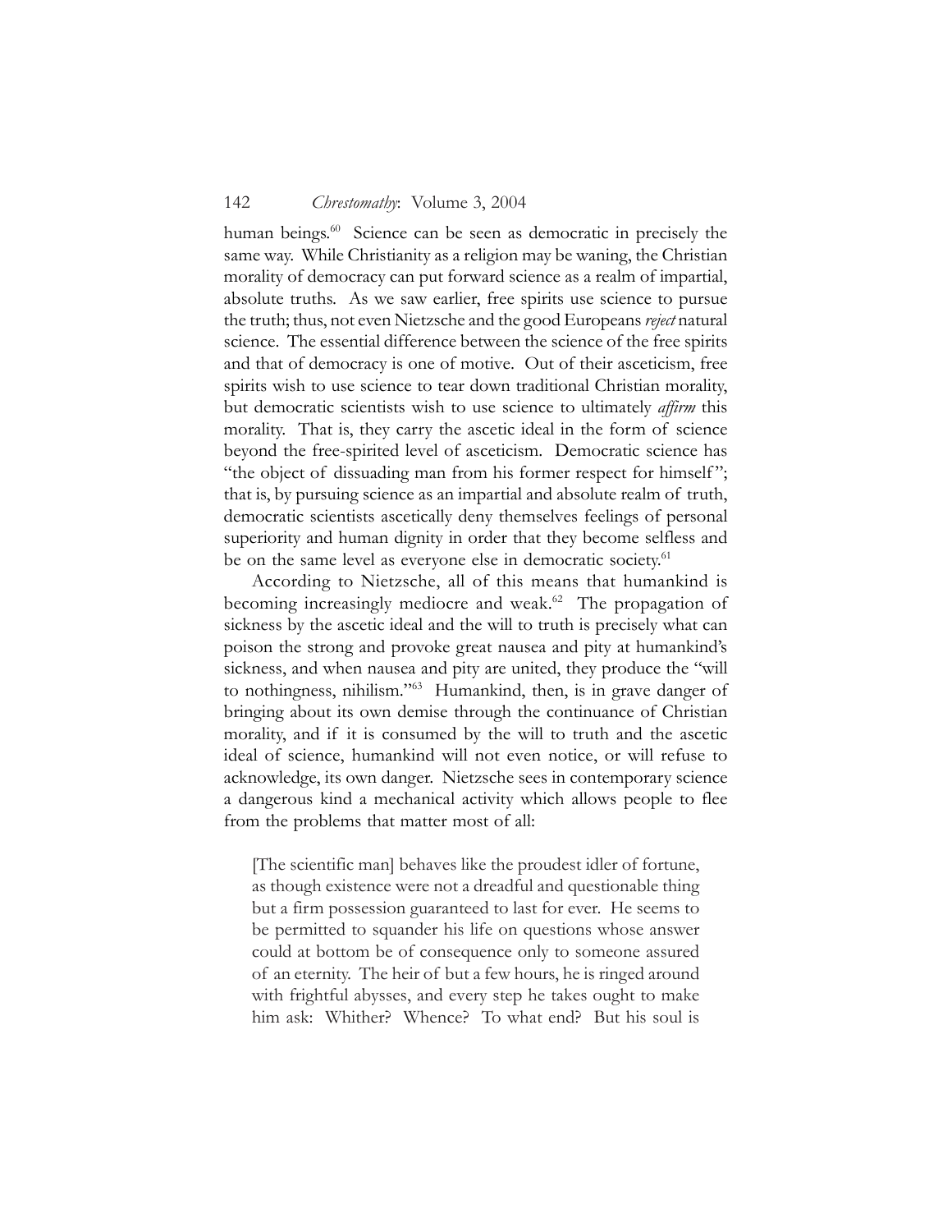human beings.[60] Science can be seen as democratic in precisely the same way. While Christianity as a religion may be waning, the Christian morality of democracy can put forward science as a realm of impartial, absolute truths. As we saw earlier, free spirits use science to pursue the truth; thus, not even Nietzsche and the good Europeans *reject* natural science. The essential difference between the science of the free spirits and that of democracy is one of motive. Out of their asceticism, free spirits wish to use science to tear down traditional Christian morality, but democratic scientists wish to use science to ultimately *affirm* this morality. That is, they carry the ascetic ideal in the form of science beyond the free-spirited level of asceticism. Democratic science has "the object of dissuading man from his former respect for himself"; that is, by pursuing science as an impartial and absolute realm of truth, democratic scientists ascetically deny themselves feelings of personal superiority and human dignity in order that they become selfless and be on the same level as everyone else in democratic society.[61]

According to Nietzsche, all of this means that humankind is becoming increasingly mediocre and weak.[62] The propagation of sickness by the ascetic ideal and the will to truth is precisely what can poison the strong and provoke great nausea and pity at humankind's sickness, and when nausea and pity are united, they produce the "will to nothingness, nihilism."[63] Humankind, then, is in grave danger of bringing about its own demise through the continuance of Christian morality, and if it is consumed by the will to truth and the ascetic ideal of science, humankind will not even notice, or will refuse to acknowledge, its own danger. Nietzsche sees in contemporary science a dangerous kind a mechanical activity which allows people to flee from the problems that matter most of all:

> [The scientific man] behaves like the proudest idler of fortune, as though existence were not a dreadful and questionable thing but a firm possession guaranteed to last for ever. He seems to be permitted to squander his life on questions whose answer could at bottom be of consequence only to someone assured of an eternity. The heir of but a few hours, he is ringed around with frightful abysses, and every step he takes ought to make him ask: Whither? Whence? To what end? But his soul is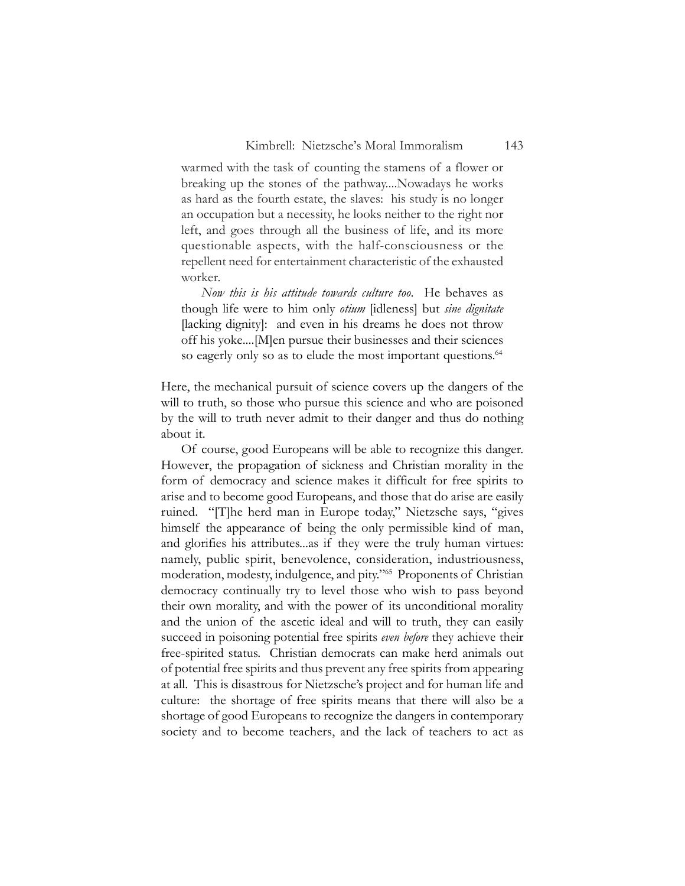> warmed with the task of counting the stamens of a flower or breaking up the stones of the pathway....Nowadays he works as hard as the fourth estate, the slaves: his study is no longer an occupation but a necessity, he looks neither to the right nor left, and goes through all the business of life, and its more questionable aspects, with the half-consciousness or the repellent need for entertainment characteristic of the exhausted worker.
>
> *Now this is his attitude towards culture too.* He behaves as though life were to him only *otium* [idleness] but *sine dignitate* [lacking dignity]: and even in his dreams he does not throw off his yoke....[M]en pursue their businesses and their sciences so eagerly only so as to elude the most important questions.[64]

Here, the mechanical pursuit of science covers up the dangers of the will to truth, so those who pursue this science and who are poisoned by the will to truth never admit to their danger and thus do nothing about it.

Of course, good Europeans will be able to recognize this danger. However, the propagation of sickness and Christian morality in the form of democracy and science makes it difficult for free spirits to arise and to become good Europeans, and those that do arise are easily ruined. "[T]he herd man in Europe today," Nietzsche says, "gives himself the appearance of being the only permissible kind of man, and glorifies his attributes...as if they were the truly human virtues: namely, public spirit, benevolence, consideration, industriousness, moderation, modesty, indulgence, and pity."[65] Proponents of Christian democracy continually try to level those who wish to pass beyond their own morality, and with the power of its unconditional morality and the union of the ascetic ideal and will to truth, they can easily succeed in poisoning potential free spirits *even before* they achieve their free-spirited status. Christian democrats can make herd animals out of potential free spirits and thus prevent any free spirits from appearing at all. This is disastrous for Nietzsche's project and for human life and culture: the shortage of free spirits means that there will also be a shortage of good Europeans to recognize the dangers in contemporary society and to become teachers, and the lack of teachers to act as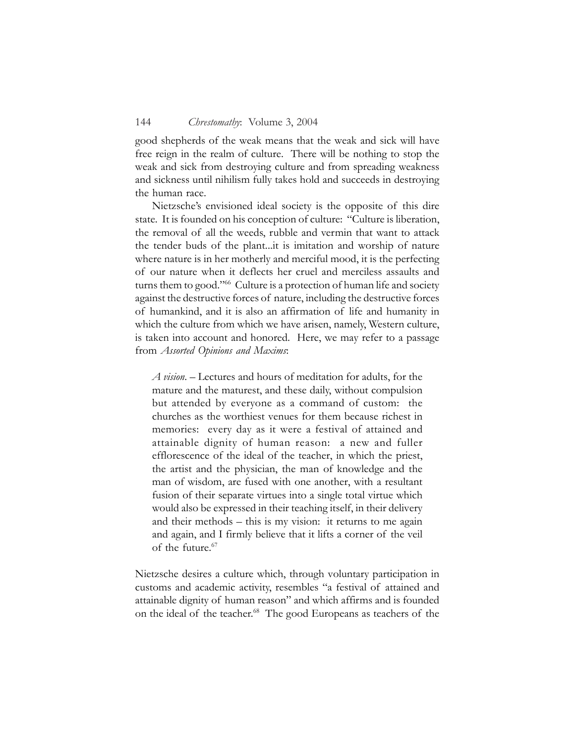good shepherds of the weak means that the weak and sick will have free reign in the realm of culture. There will be nothing to stop the weak and sick from destroying culture and from spreading weakness and sickness until nihilism fully takes hold and succeeds in destroying the human race.

Nietzsche's envisioned ideal society is the opposite of this dire state. It is founded on his conception of culture: "Culture is liberation, the removal of all the weeds, rubble and vermin that want to attack the tender buds of the plant...it is imitation and worship of nature where nature is in her motherly and merciful mood, it is the perfecting of our nature when it deflects her cruel and merciless assaults and turns them to good."[66] Culture is a protection of human life and society against the destructive forces of nature, including the destructive forces of humankind, and it is also an affirmation of life and humanity in which the culture from which we have arisen, namely, Western culture, is taken into account and honored. Here, we may refer to a passage from *Assorted Opinions and Maxims*:

> *A vision*. – Lectures and hours of meditation for adults, for the mature and the maturest, and these daily, without compulsion but attended by everyone as a command of custom: the churches as the worthiest venues for them because richest in memories: every day as it were a festival of attained and attainable dignity of human reason: a new and fuller efflorescence of the ideal of the teacher, in which the priest, the artist and the physician, the man of knowledge and the man of wisdom, are fused with one another, with a resultant fusion of their separate virtues into a single total virtue which would also be expressed in their teaching itself, in their delivery and their methods – this is my vision: it returns to me again and again, and I firmly believe that it lifts a corner of the veil of the future.[67]

Nietzsche desires a culture which, through voluntary participation in customs and academic activity, resembles "a festival of attained and attainable dignity of human reason" and which affirms and is founded on the ideal of the teacher.[68] The good Europeans as teachers of the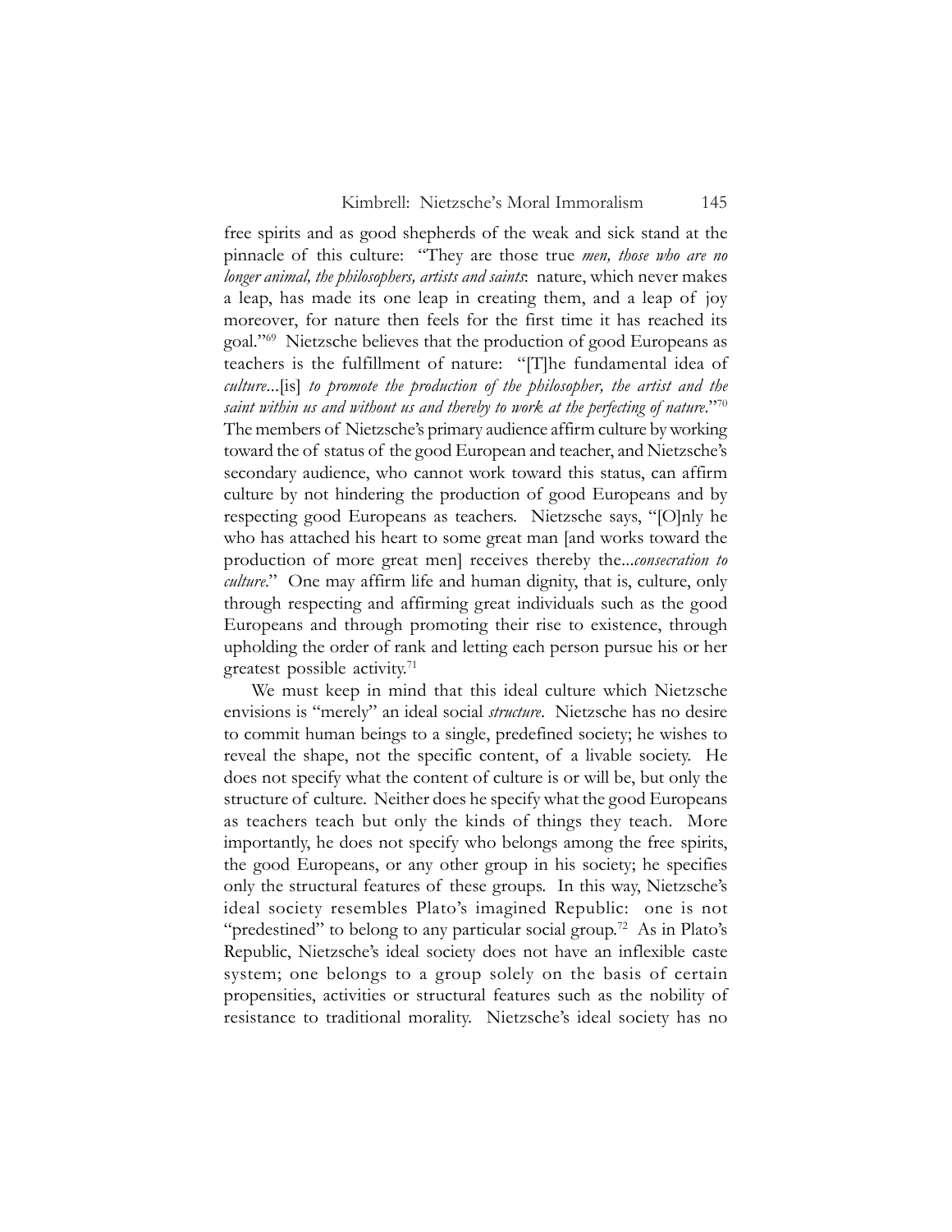free spirits and as good shepherds of the weak and sick stand at the pinnacle of this culture: "They are those true *men, those who are no longer animal, the philosophers, artists and saints*: nature, which never makes a leap, has made its one leap in creating them, and a leap of joy moreover, for nature then feels for the first time it has reached its goal."[69] Nietzsche believes that the production of good Europeans as teachers is the fulfillment of nature: "[T]he fundamental idea of *culture*...[is] *to promote the production of the philosopher, the artist and the saint within us and without us and thereby to work at the perfecting of nature*."[70] The members of Nietzsche's primary audience affirm culture by working toward the of status of the good European and teacher, and Nietzsche's secondary audience, who cannot work toward this status, can affirm culture by not hindering the production of good Europeans and by respecting good Europeans as teachers. Nietzsche says, "[O]nly he who has attached his heart to some great man [and works toward the production of more great men] receives thereby the...*consecration to culture*." One may affirm life and human dignity, that is, culture, only through respecting and affirming great individuals such as the good Europeans and through promoting their rise to existence, through upholding the order of rank and letting each person pursue his or her greatest possible activity.[71]

We must keep in mind that this ideal culture which Nietzsche envisions is "merely" an ideal social *structure*. Nietzsche has no desire to commit human beings to a single, predefined society; he wishes to reveal the shape, not the specific content, of a livable society. He does not specify what the content of culture is or will be, but only the structure of culture. Neither does he specify what the good Europeans as teachers teach but only the kinds of things they teach. More importantly, he does not specify who belongs among the free spirits, the good Europeans, or any other group in his society; he specifies only the structural features of these groups. In this way, Nietzsche's ideal society resembles Plato's imagined Republic: one is not "predestined" to belong to any particular social group.[72] As in Plato's Republic, Nietzsche's ideal society does not have an inflexible caste system; one belongs to a group solely on the basis of certain propensities, activities or structural features such as the nobility of resistance to traditional morality. Nietzsche's ideal society has no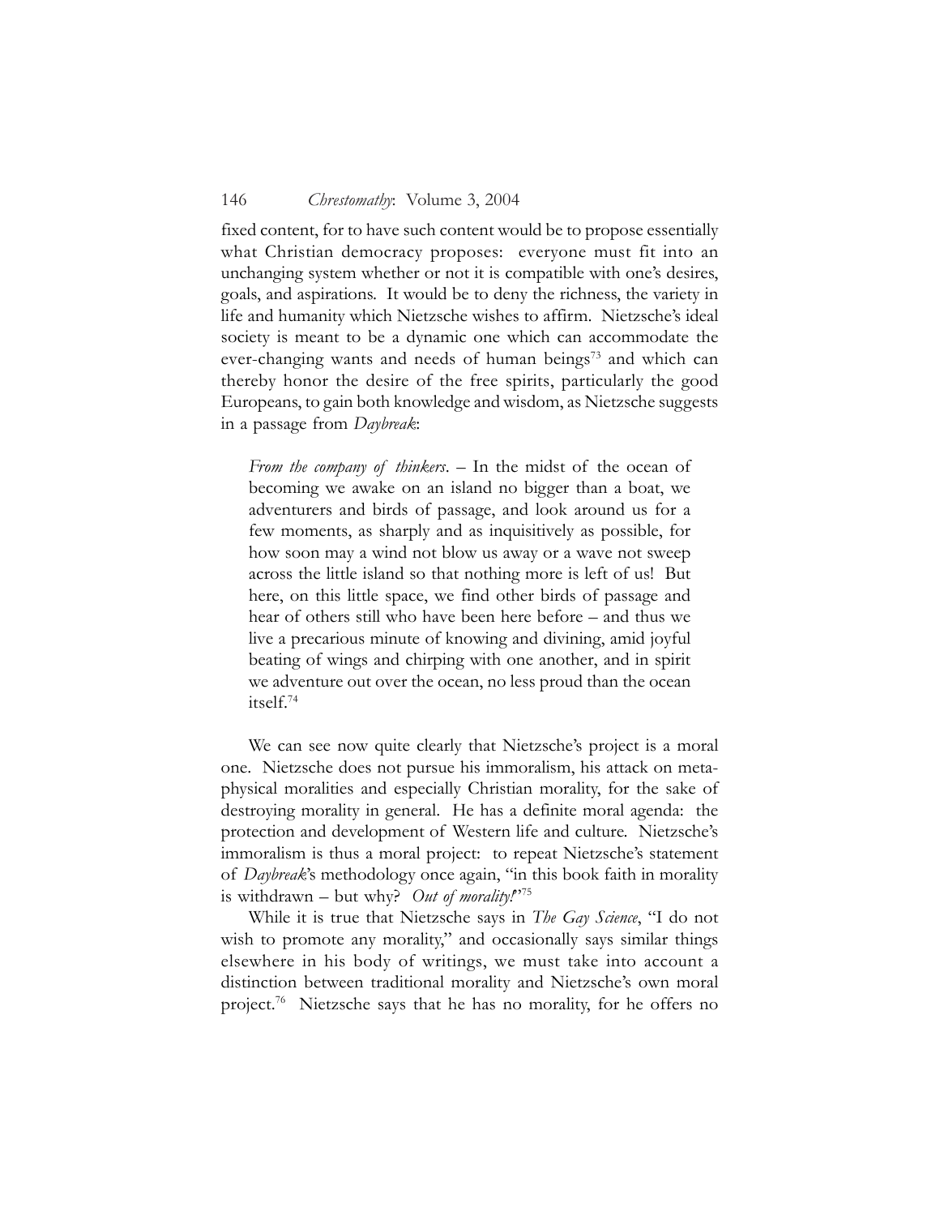fixed content, for to have such content would be to propose essentially what Christian democracy proposes: everyone must fit into an unchanging system whether or not it is compatible with one's desires, goals, and aspirations. It would be to deny the richness, the variety in life and humanity which Nietzsche wishes to affirm. Nietzsche's ideal society is meant to be a dynamic one which can accommodate the ever-changing wants and needs of human beings[73] and which can thereby honor the desire of the free spirits, particularly the good Europeans, to gain both knowledge and wisdom, as Nietzsche suggests in a passage from *Daybreak*:

> *From the company of thinkers*. – In the midst of the ocean of becoming we awake on an island no bigger than a boat, we adventurers and birds of passage, and look around us for a few moments, as sharply and as inquisitively as possible, for how soon may a wind not blow us away or a wave not sweep across the little island so that nothing more is left of us! But here, on this little space, we find other birds of passage and hear of others still who have been here before – and thus we live a precarious minute of knowing and divining, amid joyful beating of wings and chirping with one another, and in spirit we adventure out over the ocean, no less proud than the ocean itself.[74]

We can see now quite clearly that Nietzsche's project is a moral one. Nietzsche does not pursue his immoralism, his attack on metaphysical moralities and especially Christian morality, for the sake of destroying morality in general. He has a definite moral agenda: the protection and development of Western life and culture. Nietzsche's immoralism is thus a moral project: to repeat Nietzsche's statement of *Daybreak*'s methodology once again, "in this book faith in morality is withdrawn – but why? *Out of morality!*"[75]

While it is true that Nietzsche says in *The Gay Science*, "I do not wish to promote any morality," and occasionally says similar things elsewhere in his body of writings, we must take into account a distinction between traditional morality and Nietzsche's own moral project.[76] Nietzsche says that he has no morality, for he offers no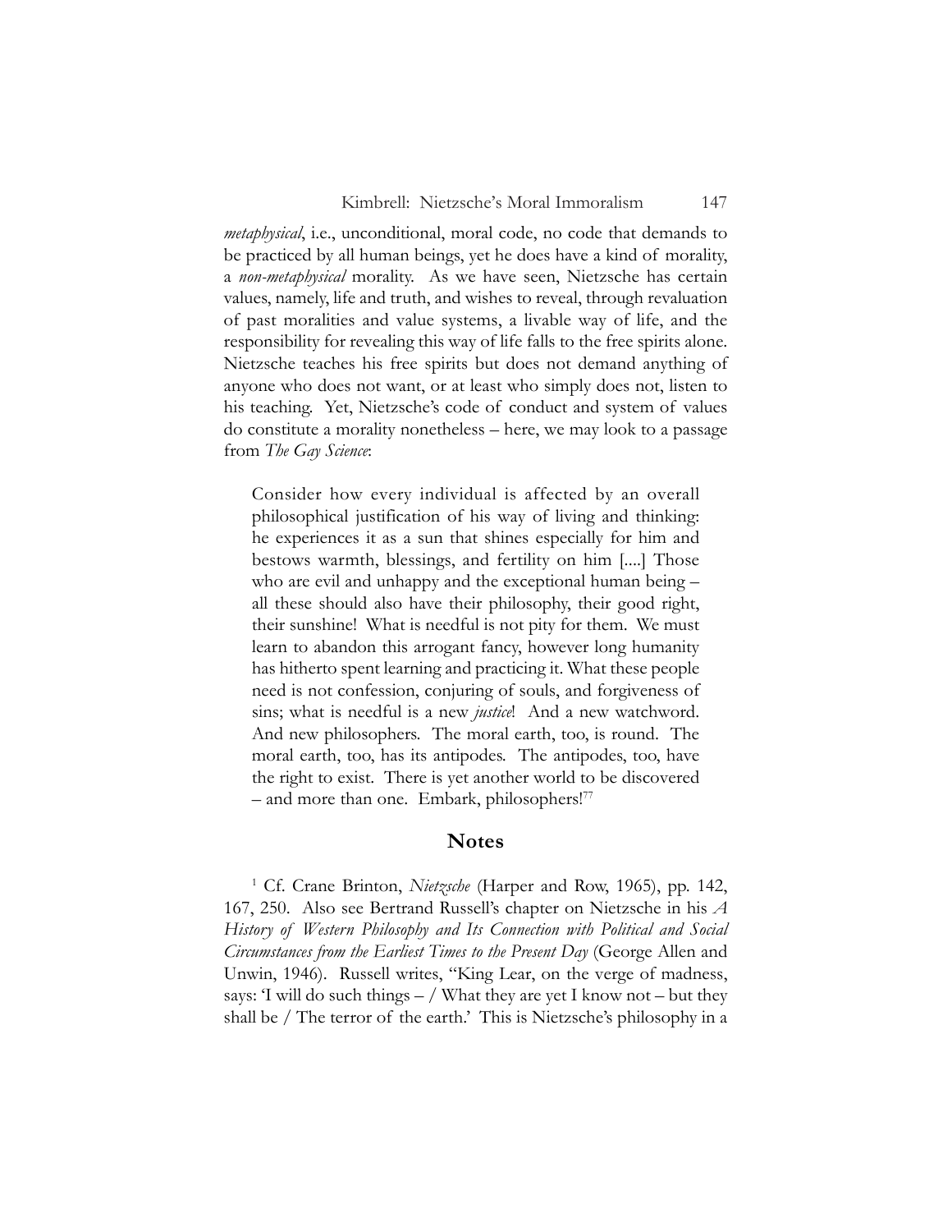*metaphysical*, i.e., unconditional, moral code, no code that demands to be practiced by all human beings, yet he does have a kind of morality, a *non-metaphysical* morality. As we have seen, Nietzsche has certain values, namely, life and truth, and wishes to reveal, through revaluation of past moralities and value systems, a livable way of life, and the responsibility for revealing this way of life falls to the free spirits alone. Nietzsche teaches his free spirits but does not demand anything of anyone who does not want, or at least who simply does not, listen to his teaching. Yet, Nietzsche's code of conduct and system of values do constitute a morality nonetheless – here, we may look to a passage from *The Gay Science*:

> Consider how every individual is affected by an overall philosophical justification of his way of living and thinking: he experiences it as a sun that shines especially for him and bestows warmth, blessings, and fertility on him [....] Those who are evil and unhappy and the exceptional human being – all these should also have their philosophy, their good right, their sunshine! What is needful is not pity for them. We must learn to abandon this arrogant fancy, however long humanity has hitherto spent learning and practicing it. What these people need is not confession, conjuring of souls, and forgiveness of sins; what is needful is a new *justice*! And a new watchword. And new philosophers. The moral earth, too, is round. The moral earth, too, has its antipodes. The antipodes, too, have the right to exist. There is yet another world to be discovered – and more than one. Embark, philosophers![77]

## Notes

[1] Cf. Crane Brinton, *Nietzsche* (Harper and Row, 1965), pp. 142, 167, 250. Also see Bertrand Russell's chapter on Nietzsche in his *A History of Western Philosophy and Its Connection with Political and Social Circumstances from the Earliest Times to the Present Day* (George Allen and Unwin, 1946). Russell writes, "King Lear, on the verge of madness, says: 'I will do such things – / What they are yet I know not – but they shall be / The terror of the earth.' This is Nietzsche's philosophy in a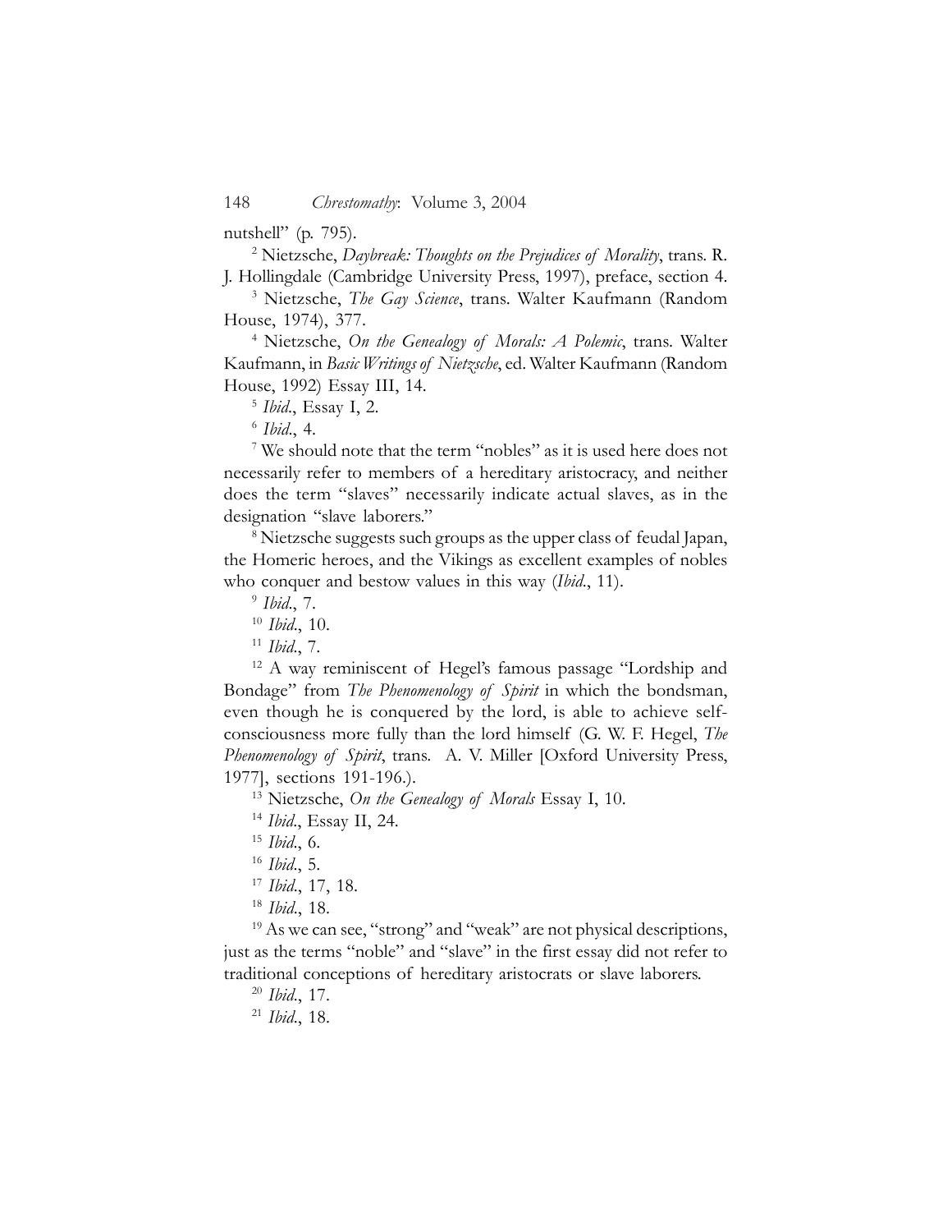nutshell" (p. 795).

[2] Nietzsche, *Daybreak: Thoughts on the Prejudices of Morality*, trans. R. J. Hollingdale (Cambridge University Press, 1997), preface, section 4.

[3] Nietzsche, *The Gay Science*, trans. Walter Kaufmann (Random House, 1974), 377.

[4] Nietzsche, *On the Genealogy of Morals: A Polemic*, trans. Walter Kaufmann, in *Basic Writings of Nietzsche*, ed. Walter Kaufmann (Random House, 1992) Essay III, 14.

[5] *Ibid*., Essay I, 2.

[6] *Ibid*., 4.

[7] We should note that the term "nobles" as it is used here does not necessarily refer to members of a hereditary aristocracy, and neither does the term "slaves" necessarily indicate actual slaves, as in the designation "slave laborers."

[8] Nietzsche suggests such groups as the upper class of feudal Japan, the Homeric heroes, and the Vikings as excellent examples of nobles who conquer and bestow values in this way (*Ibid*., 11).

[9] *Ibid*., 7.

[10] *Ibid*., 10.

[11] *Ibid*., 7.

[12] A way reminiscent of Hegel's famous passage "Lordship and Bondage" from *The Phenomenology of Spirit* in which the bondsman, even though he is conquered by the lord, is able to achieve self-consciousness more fully than the lord himself (G. W. F. Hegel, *The Phenomenology of Spirit*, trans. A. V. Miller [Oxford University Press, 1977], sections 191-196.).

[13] Nietzsche, *On the Genealogy of Morals* Essay I, 10.

[14] *Ibid*., Essay II, 24.

[15] *Ibid*., 6.

[16] *Ibid*., 5.

[17] *Ibid*., 17, 18.

[18] *Ibid*., 18.

[19] As we can see, "strong" and "weak" are not physical descriptions, just as the terms "noble" and "slave" in the first essay did not refer to traditional conceptions of hereditary aristocrats or slave laborers.

[20] *Ibid*., 17.

[21] *Ibid*., 18.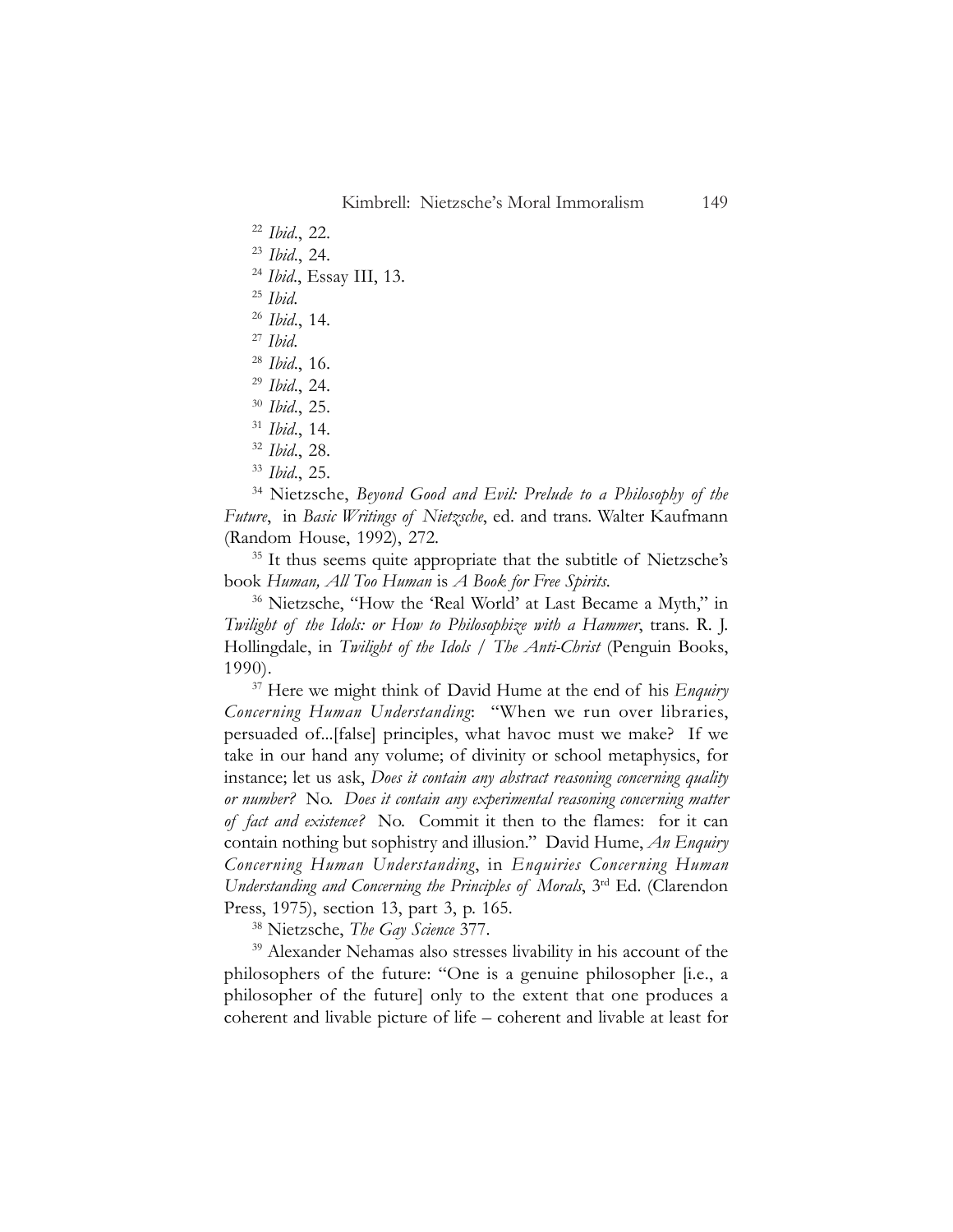[22] *Ibid.*, 22.

[23] *Ibid.*, 24.

[24] *Ibid.*, Essay III, 13.

[25] *Ibid.*

[26] *Ibid.*, 14.

[27] *Ibid.*

[28] *Ibid.*, 16.

[29] *Ibid.*, 24.

[30] *Ibid.*, 25.

[31] *Ibid.*, 14.

[32] *Ibid.*, 28.

[33] *Ibid.*, 25.

[34] Nietzsche, *Beyond Good and Evil: Prelude to a Philosophy of the Future*, in *Basic Writings of Nietzsche*, ed. and trans. Walter Kaufmann (Random House, 1992), 272.

[35] It thus seems quite appropriate that the subtitle of Nietzsche's book *Human, All Too Human* is *A Book for Free Spirits*.

[36] Nietzsche, "How the 'Real World' at Last Became a Myth," in *Twilight of the Idols: or How to Philosophize with a Hammer*, trans. R. J. Hollingdale, in *Twilight of the Idols / The Anti-Christ* (Penguin Books, 1990).

[37] Here we might think of David Hume at the end of his *Enquiry Concerning Human Understanding*: "When we run over libraries, persuaded of...[false] principles, what havoc must we make? If we take in our hand any volume; of divinity or school metaphysics, for instance; let us ask, *Does it contain any abstract reasoning concerning quality or number?* No. *Does it contain any experimental reasoning concerning matter of fact and existence?* No. Commit it then to the flames: for it can contain nothing but sophistry and illusion." David Hume, *An Enquiry Concerning Human Understanding*, in *Enquiries Concerning Human Understanding and Concerning the Principles of Morals*, 3rd Ed. (Clarendon Press, 1975), section 13, part 3, p. 165.

[38] Nietzsche, *The Gay Science* 377.

[39] Alexander Nehamas also stresses livability in his account of the philosophers of the future: "One is a genuine philosopher [i.e., a philosopher of the future] only to the extent that one produces a coherent and livable picture of life – coherent and livable at least for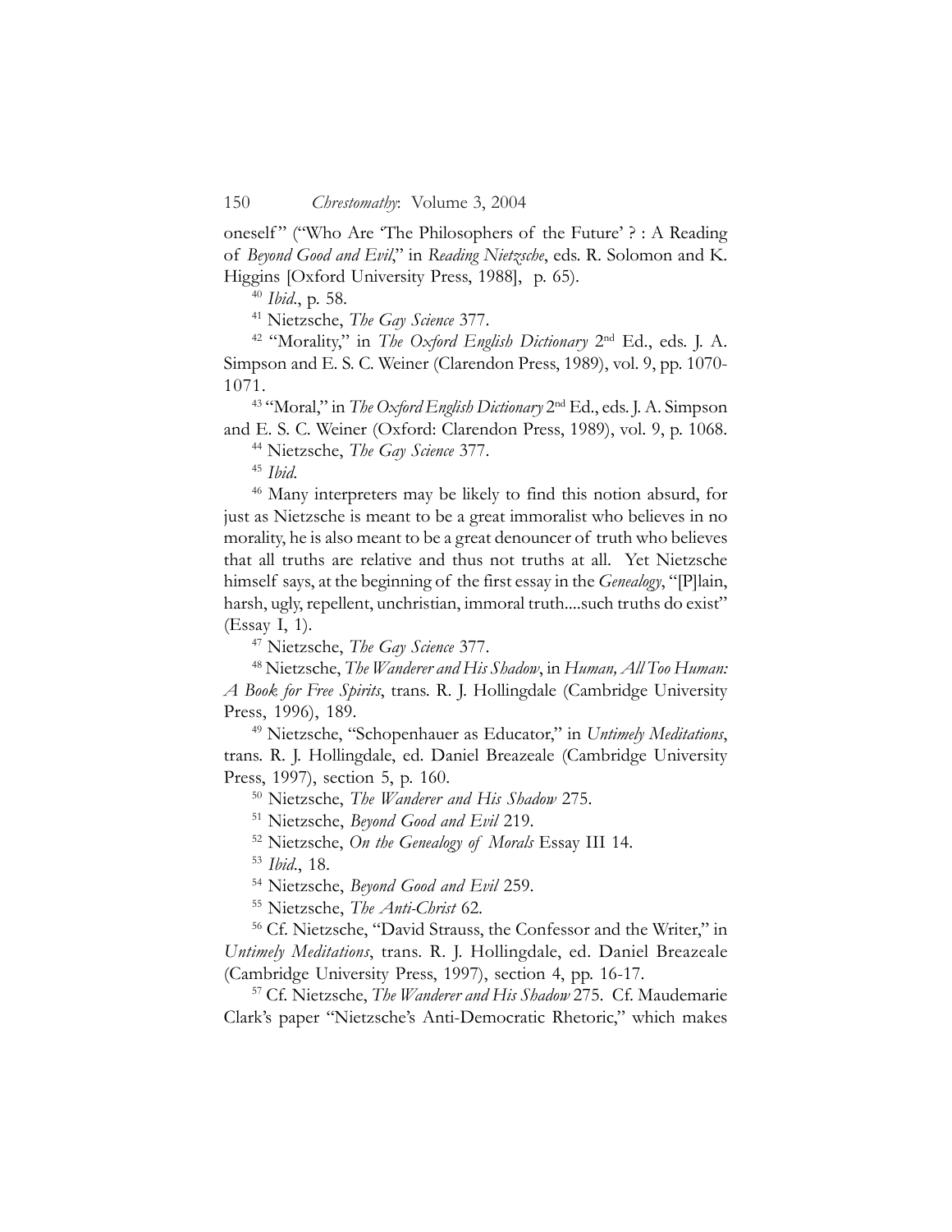oneself" ("Who Are 'The Philosophers of the Future' ? : A Reading of *Beyond Good and Evil*," in *Reading Nietzsche*, eds. R. Solomon and K. Higgins [Oxford University Press, 1988], p. 65).

[40] *Ibid*., p. 58.

[41] Nietzsche, *The Gay Science* 377.

[42] "Morality," in *The Oxford English Dictionary* 2nd Ed., eds. J. A. Simpson and E. S. C. Weiner (Clarendon Press, 1989), vol. 9, pp. 1070-1071.

[43] "Moral," in *The Oxford English Dictionary* 2nd Ed., eds. J. A. Simpson and E. S. C. Weiner (Oxford: Clarendon Press, 1989), vol. 9, p. 1068.

[44] Nietzsche, *The Gay Science* 377.

[45] *Ibid*.

[46] Many interpreters may be likely to find this notion absurd, for just as Nietzsche is meant to be a great immoralist who believes in no morality, he is also meant to be a great denouncer of truth who believes that all truths are relative and thus not truths at all. Yet Nietzsche himself says, at the beginning of the first essay in the *Genealogy*, "[P]lain, harsh, ugly, repellent, unchristian, immoral truth....such truths do exist" (Essay I, 1).

[47] Nietzsche, *The Gay Science* 377.

[48] Nietzsche, *The Wanderer and His Shadow*, in *Human, All Too Human: A Book for Free Spirits*, trans. R. J. Hollingdale (Cambridge University Press, 1996), 189.

[49] Nietzsche, "Schopenhauer as Educator," in *Untimely Meditations*, trans. R. J. Hollingdale, ed. Daniel Breazeale (Cambridge University Press, 1997), section 5, p. 160.

[50] Nietzsche, *The Wanderer and His Shadow* 275.

[51] Nietzsche, *Beyond Good and Evil* 219.

[52] Nietzsche, *On the Genealogy of Morals* Essay III 14.

[53] *Ibid*., 18.

[54] Nietzsche, *Beyond Good and Evil* 259.

[55] Nietzsche, *The Anti-Christ* 62.

[56] Cf. Nietzsche, "David Strauss, the Confessor and the Writer," in *Untimely Meditations*, trans. R. J. Hollingdale, ed. Daniel Breazeale (Cambridge University Press, 1997), section 4, pp. 16-17.

[57] Cf. Nietzsche, *The Wanderer and His Shadow* 275. Cf. Maudemarie Clark's paper "Nietzsche's Anti-Democratic Rhetoric," which makes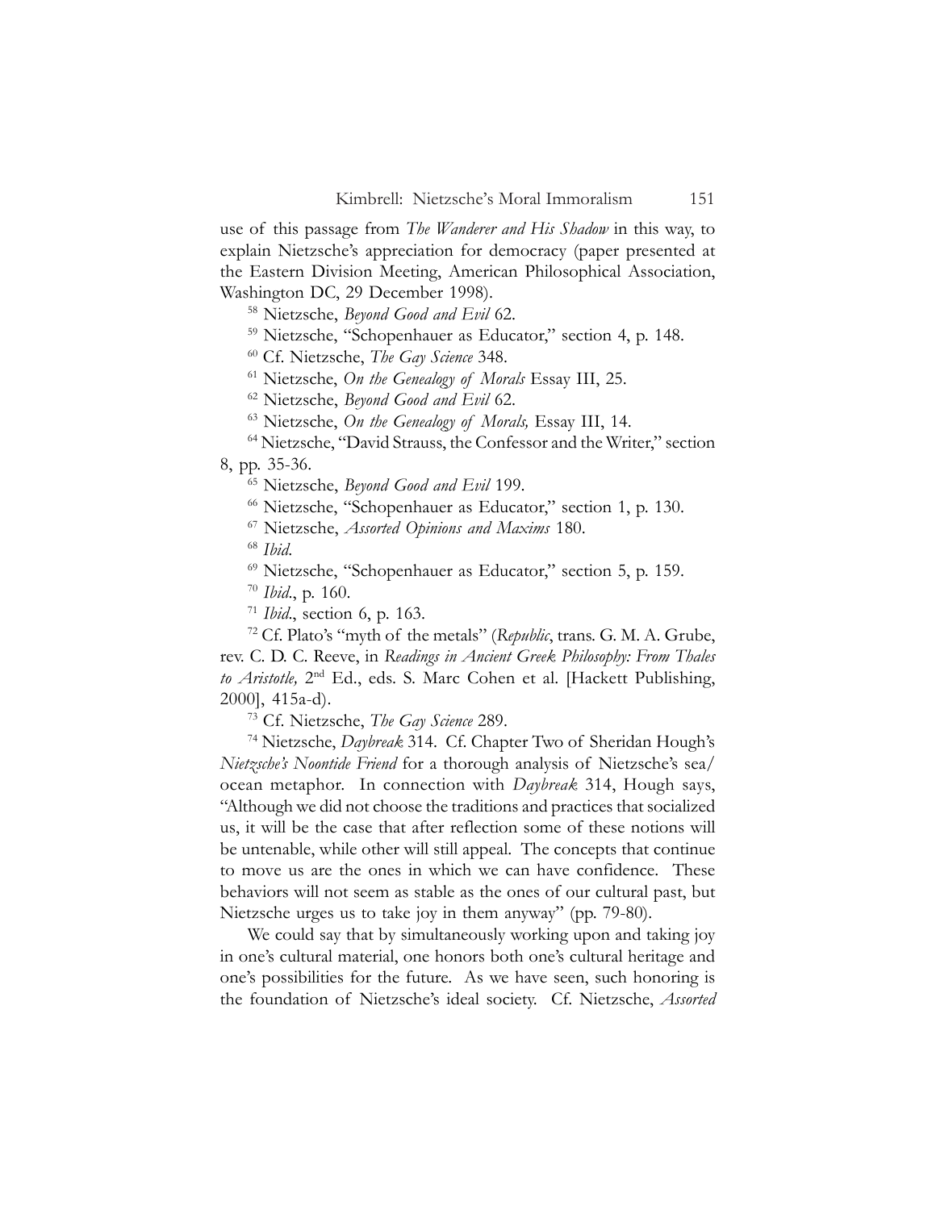use of this passage from *The Wanderer and His Shadow* in this way, to explain Nietzsche's appreciation for democracy (paper presented at the Eastern Division Meeting, American Philosophical Association, Washington DC, 29 December 1998).

[58] Nietzsche, *Beyond Good and Evil* 62.

[59] Nietzsche, "Schopenhauer as Educator," section 4, p. 148.

[60] Cf. Nietzsche, *The Gay Science* 348.

[61] Nietzsche, *On the Genealogy of Morals* Essay III, 25.

[62] Nietzsche, *Beyond Good and Evil* 62.

[63] Nietzsche, *On the Genealogy of Morals,* Essay III, 14.

[64] Nietzsche, "David Strauss, the Confessor and the Writer," section 8, pp. 35-36.

[65] Nietzsche, *Beyond Good and Evil* 199.

[66] Nietzsche, "Schopenhauer as Educator," section 1, p. 130.

[67] Nietzsche, *Assorted Opinions and Maxims* 180.

[68] *Ibid.*

[69] Nietzsche, "Schopenhauer as Educator," section 5, p. 159.

[70] *Ibid.*, p. 160.

[71] *Ibid.*, section 6, p. 163.

[72] Cf. Plato's "myth of the metals" (*Republic*, trans. G. M. A. Grube, rev. C. D. C. Reeve, in *Readings in Ancient Greek Philosophy: From Thales to Aristotle,* 2nd Ed., eds. S. Marc Cohen et al. [Hackett Publishing, 2000], 415a-d).

[73] Cf. Nietzsche, *The Gay Science* 289.

[74] Nietzsche, *Daybreak* 314. Cf. Chapter Two of Sheridan Hough's *Nietzsche's Noontide Friend* for a thorough analysis of Nietzsche's sea/ocean metaphor. In connection with *Daybreak* 314, Hough says, "Although we did not choose the traditions and practices that socialized us, it will be the case that after reflection some of these notions will be untenable, while other will still appeal. The concepts that continue to move us are the ones in which we can have confidence. These behaviors will not seem as stable as the ones of our cultural past, but Nietzsche urges us to take joy in them anyway" (pp. 79-80).

We could say that by simultaneously working upon and taking joy in one's cultural material, one honors both one's cultural heritage and one's possibilities for the future. As we have seen, such honoring is the foundation of Nietzsche's ideal society. Cf. Nietzsche, *Assorted*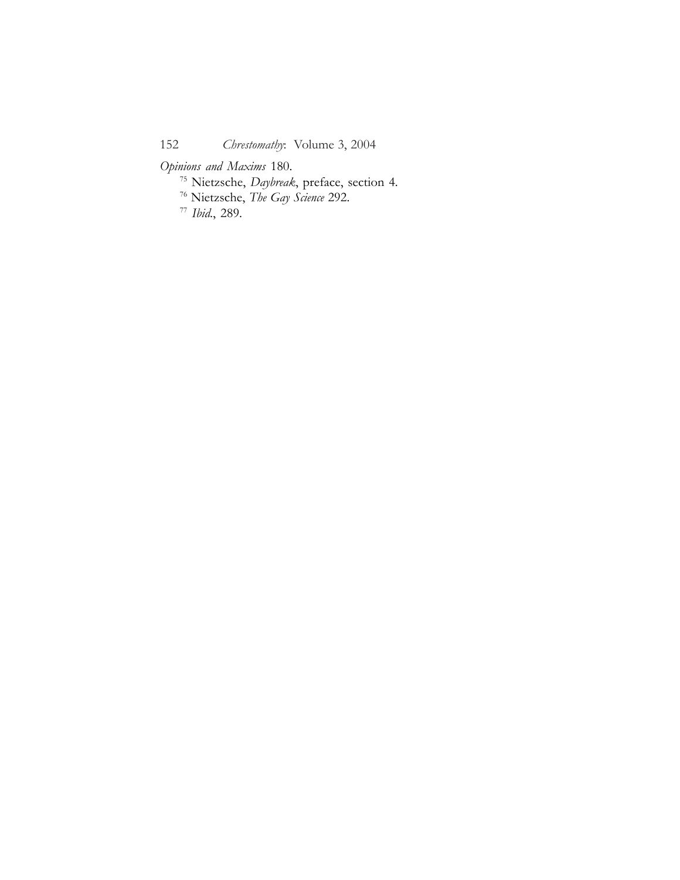*Opinions and Maxims* 180.

[75] Nietzsche, *Daybreak*, preface, section 4.

[76] Nietzsche, *The Gay Science* 292.

[77] *Ibid.*, 289.